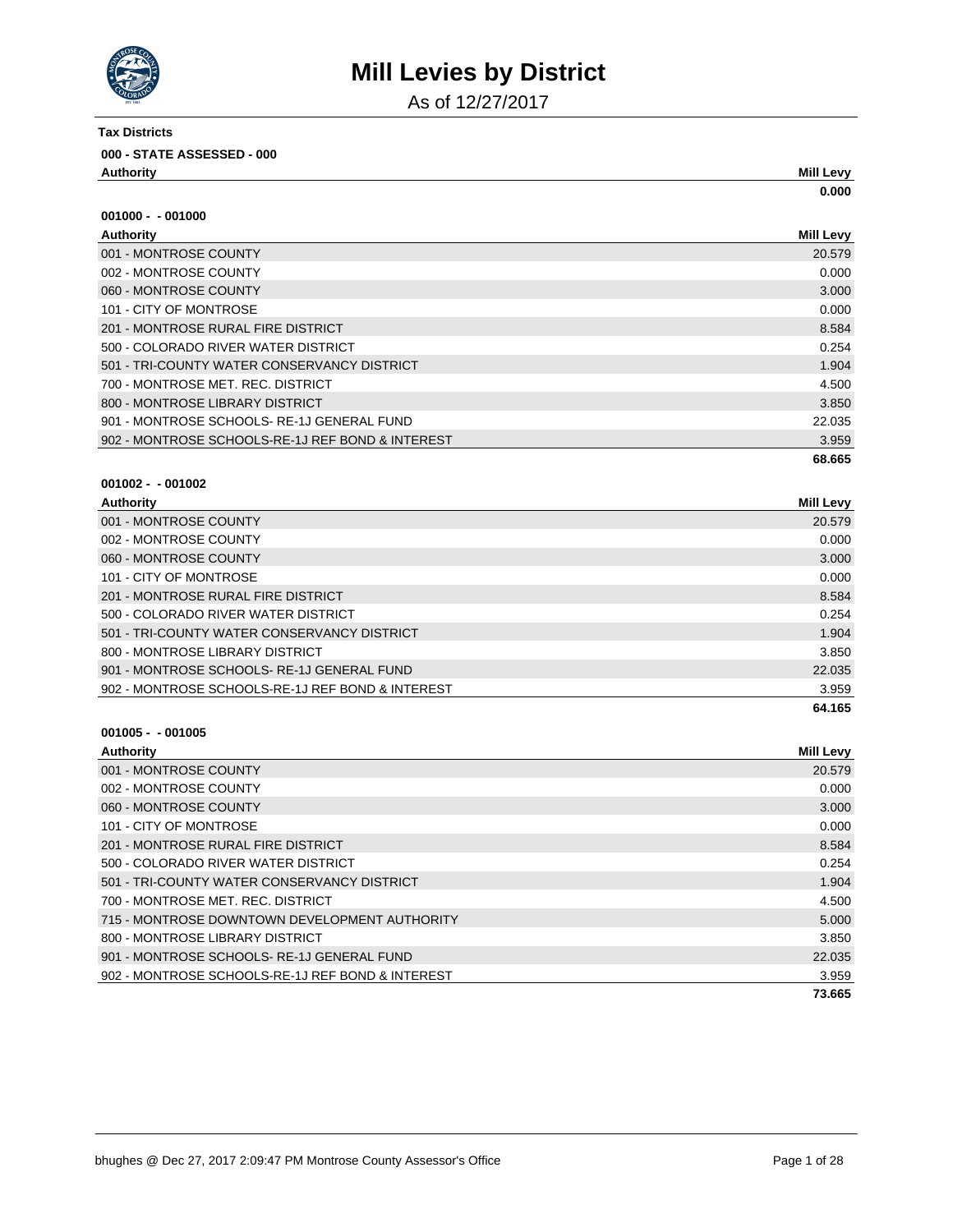# Mill Levies by District

As of 12/27/2017

**Tax Districts**

**000 - STATE ASSESSED - 000**

| Authority | Mill Levy |
|---|---|
| | **0.000** |

**001000 - - 001000**

| Authority | Mill Levy |
|---|---|
| 001 - MONTROSE COUNTY | 20.579 |
| 002 - MONTROSE COUNTY | 0.000 |
| 060 - MONTROSE COUNTY | 3.000 |
| 101 - CITY OF MONTROSE | 0.000 |
| 201 - MONTROSE RURAL FIRE DISTRICT | 8.584 |
| 500 - COLORADO RIVER WATER DISTRICT | 0.254 |
| 501 - TRI-COUNTY WATER CONSERVANCY DISTRICT | 1.904 |
| 700 - MONTROSE MET. REC. DISTRICT | 4.500 |
| 800 - MONTROSE LIBRARY DISTRICT | 3.850 |
| 901 - MONTROSE SCHOOLS- RE-1J GENERAL FUND | 22.035 |
| 902 - MONTROSE SCHOOLS-RE-1J REF BOND & INTEREST | 3.959 |
| | **68.665** |

**001002 - - 001002**

| Authority | Mill Levy |
|---|---|
| 001 - MONTROSE COUNTY | 20.579 |
| 002 - MONTROSE COUNTY | 0.000 |
| 060 - MONTROSE COUNTY | 3.000 |
| 101 - CITY OF MONTROSE | 0.000 |
| 201 - MONTROSE RURAL FIRE DISTRICT | 8.584 |
| 500 - COLORADO RIVER WATER DISTRICT | 0.254 |
| 501 - TRI-COUNTY WATER CONSERVANCY DISTRICT | 1.904 |
| 800 - MONTROSE LIBRARY DISTRICT | 3.850 |
| 901 - MONTROSE SCHOOLS- RE-1J GENERAL FUND | 22.035 |
| 902 - MONTROSE SCHOOLS-RE-1J REF BOND & INTEREST | 3.959 |
| | **64.165** |

**001005 - - 001005**

| Authority | Mill Levy |
|---|---|
| 001 - MONTROSE COUNTY | 20.579 |
| 002 - MONTROSE COUNTY | 0.000 |
| 060 - MONTROSE COUNTY | 3.000 |
| 101 - CITY OF MONTROSE | 0.000 |
| 201 - MONTROSE RURAL FIRE DISTRICT | 8.584 |
| 500 - COLORADO RIVER WATER DISTRICT | 0.254 |
| 501 - TRI-COUNTY WATER CONSERVANCY DISTRICT | 1.904 |
| 700 - MONTROSE MET. REC. DISTRICT | 4.500 |
| 715 - MONTROSE DOWNTOWN DEVELOPMENT AUTHORITY | 5.000 |
| 800 - MONTROSE LIBRARY DISTRICT | 3.850 |
| 901 - MONTROSE SCHOOLS- RE-1J GENERAL FUND | 22.035 |
| 902 - MONTROSE SCHOOLS-RE-1J REF BOND & INTEREST | 3.959 |
| | **73.665** |

bhughes @ Dec 27, 2017 2:09:47 PM Montrose County Assessor's Office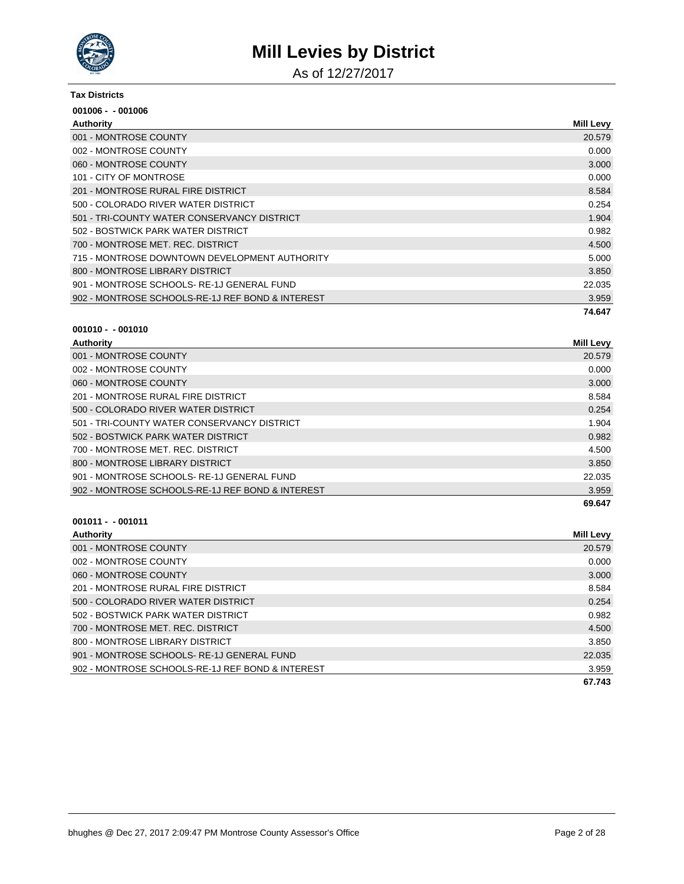# Mill Levies by District

As of 12/27/2017

**Tax Districts**

**001006 - - 001006**

| Authority | Mill Levy |
| --- | --- |
| 001 - MONTROSE COUNTY | 20.579 |
| 002 - MONTROSE COUNTY | 0.000 |
| 060 - MONTROSE COUNTY | 3.000 |
| 101 - CITY OF MONTROSE | 0.000 |
| 201 - MONTROSE RURAL FIRE DISTRICT | 8.584 |
| 500 - COLORADO RIVER WATER DISTRICT | 0.254 |
| 501 - TRI-COUNTY WATER CONSERVANCY DISTRICT | 1.904 |
| 502 - BOSTWICK PARK WATER DISTRICT | 0.982 |
| 700 - MONTROSE MET. REC. DISTRICT | 4.500 |
| 715 - MONTROSE DOWNTOWN DEVELOPMENT AUTHORITY | 5.000 |
| 800 - MONTROSE LIBRARY DISTRICT | 3.850 |
| 901 - MONTROSE SCHOOLS- RE-1J GENERAL FUND | 22.035 |
| 902 - MONTROSE SCHOOLS-RE-1J REF BOND & INTEREST | 3.959 |
| | **74.647** |

**001010 - - 001010**

| Authority | Mill Levy |
| --- | --- |
| 001 - MONTROSE COUNTY | 20.579 |
| 002 - MONTROSE COUNTY | 0.000 |
| 060 - MONTROSE COUNTY | 3.000 |
| 201 - MONTROSE RURAL FIRE DISTRICT | 8.584 |
| 500 - COLORADO RIVER WATER DISTRICT | 0.254 |
| 501 - TRI-COUNTY WATER CONSERVANCY DISTRICT | 1.904 |
| 502 - BOSTWICK PARK WATER DISTRICT | 0.982 |
| 700 - MONTROSE MET. REC. DISTRICT | 4.500 |
| 800 - MONTROSE LIBRARY DISTRICT | 3.850 |
| 901 - MONTROSE SCHOOLS- RE-1J GENERAL FUND | 22.035 |
| 902 - MONTROSE SCHOOLS-RE-1J REF BOND & INTEREST | 3.959 |
| | **69.647** |

**001011 - - 001011**

| Authority | Mill Levy |
| --- | --- |
| 001 - MONTROSE COUNTY | 20.579 |
| 002 - MONTROSE COUNTY | 0.000 |
| 060 - MONTROSE COUNTY | 3.000 |
| 201 - MONTROSE RURAL FIRE DISTRICT | 8.584 |
| 500 - COLORADO RIVER WATER DISTRICT | 0.254 |
| 502 - BOSTWICK PARK WATER DISTRICT | 0.982 |
| 700 - MONTROSE MET. REC. DISTRICT | 4.500 |
| 800 - MONTROSE LIBRARY DISTRICT | 3.850 |
| 901 - MONTROSE SCHOOLS- RE-1J GENERAL FUND | 22.035 |
| 902 - MONTROSE SCHOOLS-RE-1J REF BOND & INTEREST | 3.959 |
| | **67.743** |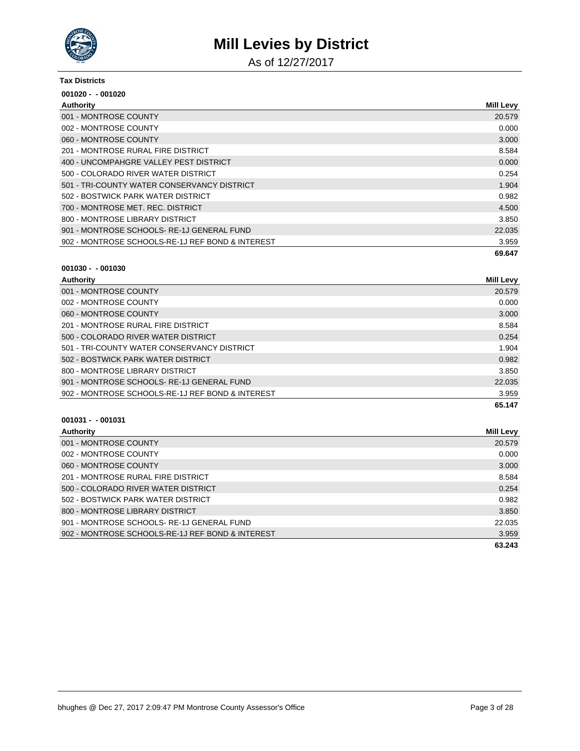# Mill Levies by District

As of 12/27/2017

**Tax Districts**

**001020 - - 001020**

| Authority | Mill Levy |
| --- | --- |
| 001 - MONTROSE COUNTY | 20.579 |
| 002 - MONTROSE COUNTY | 0.000 |
| 060 - MONTROSE COUNTY | 3.000 |
| 201 - MONTROSE RURAL FIRE DISTRICT | 8.584 |
| 400 - UNCOMPAHGRE VALLEY PEST DISTRICT | 0.000 |
| 500 - COLORADO RIVER WATER DISTRICT | 0.254 |
| 501 - TRI-COUNTY WATER CONSERVANCY DISTRICT | 1.904 |
| 502 - BOSTWICK PARK WATER DISTRICT | 0.982 |
| 700 - MONTROSE MET. REC. DISTRICT | 4.500 |
| 800 - MONTROSE LIBRARY DISTRICT | 3.850 |
| 901 - MONTROSE SCHOOLS- RE-1J GENERAL FUND | 22.035 |
| 902 - MONTROSE SCHOOLS-RE-1J REF BOND & INTEREST | 3.959 |
| | **69.647** |

**001030 - - 001030**

| Authority | Mill Levy |
| --- | --- |
| 001 - MONTROSE COUNTY | 20.579 |
| 002 - MONTROSE COUNTY | 0.000 |
| 060 - MONTROSE COUNTY | 3.000 |
| 201 - MONTROSE RURAL FIRE DISTRICT | 8.584 |
| 500 - COLORADO RIVER WATER DISTRICT | 0.254 |
| 501 - TRI-COUNTY WATER CONSERVANCY DISTRICT | 1.904 |
| 502 - BOSTWICK PARK WATER DISTRICT | 0.982 |
| 800 - MONTROSE LIBRARY DISTRICT | 3.850 |
| 901 - MONTROSE SCHOOLS- RE-1J GENERAL FUND | 22.035 |
| 902 - MONTROSE SCHOOLS-RE-1J REF BOND & INTEREST | 3.959 |
| | **65.147** |

**001031 - - 001031**

| Authority | Mill Levy |
| --- | --- |
| 001 - MONTROSE COUNTY | 20.579 |
| 002 - MONTROSE COUNTY | 0.000 |
| 060 - MONTROSE COUNTY | 3.000 |
| 201 - MONTROSE RURAL FIRE DISTRICT | 8.584 |
| 500 - COLORADO RIVER WATER DISTRICT | 0.254 |
| 502 - BOSTWICK PARK WATER DISTRICT | 0.982 |
| 800 - MONTROSE LIBRARY DISTRICT | 3.850 |
| 901 - MONTROSE SCHOOLS- RE-1J GENERAL FUND | 22.035 |
| 902 - MONTROSE SCHOOLS-RE-1J REF BOND & INTEREST | 3.959 |
| | **63.243** |

bhughes @ Dec 27, 2017 2:09:47 PM Montrose County Assessor's Office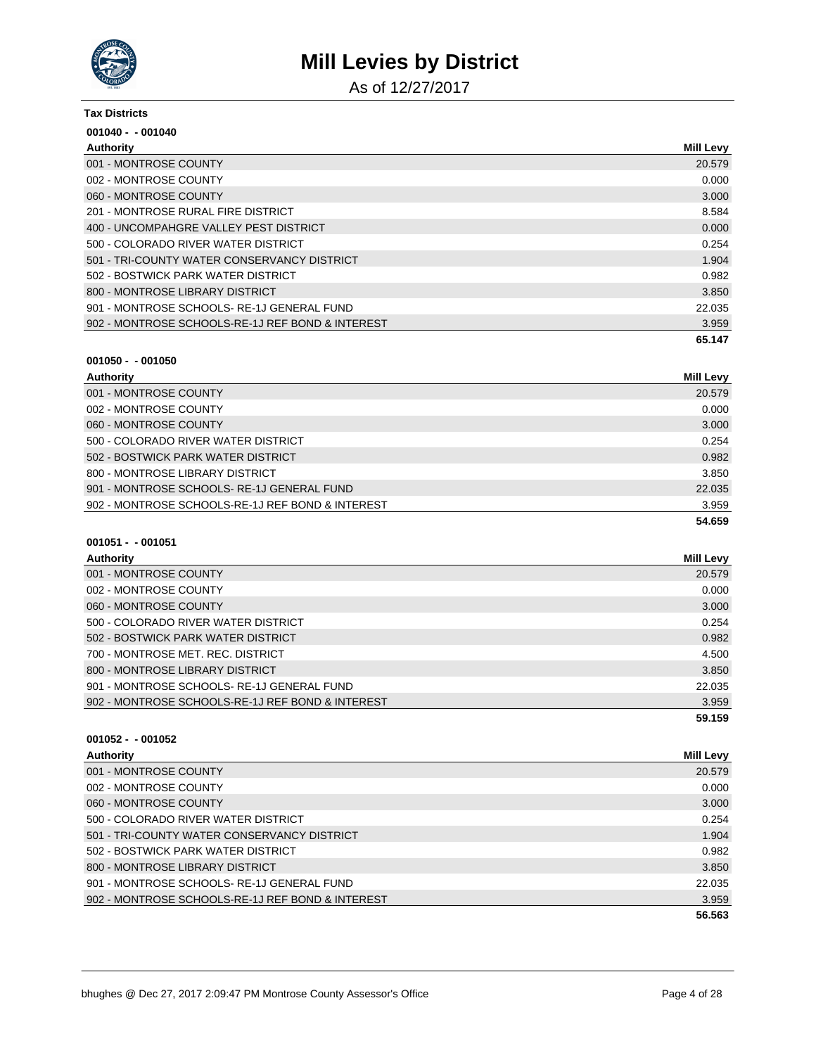# Mill Levies by District

As of 12/27/2017

**Tax Districts**

**001040 - - 001040**

| Authority | Mill Levy |
|---|---|
| 001 - MONTROSE COUNTY | 20.579 |
| 002 - MONTROSE COUNTY | 0.000 |
| 060 - MONTROSE COUNTY | 3.000 |
| 201 - MONTROSE RURAL FIRE DISTRICT | 8.584 |
| 400 - UNCOMPAHGRE VALLEY PEST DISTRICT | 0.000 |
| 500 - COLORADO RIVER WATER DISTRICT | 0.254 |
| 501 - TRI-COUNTY WATER CONSERVANCY DISTRICT | 1.904 |
| 502 - BOSTWICK PARK WATER DISTRICT | 0.982 |
| 800 - MONTROSE LIBRARY DISTRICT | 3.850 |
| 901 - MONTROSE SCHOOLS- RE-1J GENERAL FUND | 22.035 |
| 902 - MONTROSE SCHOOLS-RE-1J REF BOND & INTEREST | 3.959 |
| | **65.147** |

**001050 - - 001050**

| Authority | Mill Levy |
|---|---|
| 001 - MONTROSE COUNTY | 20.579 |
| 002 - MONTROSE COUNTY | 0.000 |
| 060 - MONTROSE COUNTY | 3.000 |
| 500 - COLORADO RIVER WATER DISTRICT | 0.254 |
| 502 - BOSTWICK PARK WATER DISTRICT | 0.982 |
| 800 - MONTROSE LIBRARY DISTRICT | 3.850 |
| 901 - MONTROSE SCHOOLS- RE-1J GENERAL FUND | 22.035 |
| 902 - MONTROSE SCHOOLS-RE-1J REF BOND & INTEREST | 3.959 |
| | **54.659** |

**001051 - - 001051**

| Authority | Mill Levy |
|---|---|
| 001 - MONTROSE COUNTY | 20.579 |
| 002 - MONTROSE COUNTY | 0.000 |
| 060 - MONTROSE COUNTY | 3.000 |
| 500 - COLORADO RIVER WATER DISTRICT | 0.254 |
| 502 - BOSTWICK PARK WATER DISTRICT | 0.982 |
| 700 - MONTROSE MET. REC. DISTRICT | 4.500 |
| 800 - MONTROSE LIBRARY DISTRICT | 3.850 |
| 901 - MONTROSE SCHOOLS- RE-1J GENERAL FUND | 22.035 |
| 902 - MONTROSE SCHOOLS-RE-1J REF BOND & INTEREST | 3.959 |
| | **59.159** |

**001052 - - 001052**

| Authority | Mill Levy |
|---|---|
| 001 - MONTROSE COUNTY | 20.579 |
| 002 - MONTROSE COUNTY | 0.000 |
| 060 - MONTROSE COUNTY | 3.000 |
| 500 - COLORADO RIVER WATER DISTRICT | 0.254 |
| 501 - TRI-COUNTY WATER CONSERVANCY DISTRICT | 1.904 |
| 502 - BOSTWICK PARK WATER DISTRICT | 0.982 |
| 800 - MONTROSE LIBRARY DISTRICT | 3.850 |
| 901 - MONTROSE SCHOOLS- RE-1J GENERAL FUND | 22.035 |
| 902 - MONTROSE SCHOOLS-RE-1J REF BOND & INTEREST | 3.959 |
| | **56.563** |

bhughes @ Dec 27, 2017 2:09:47 PM Montrose County Assessor's Office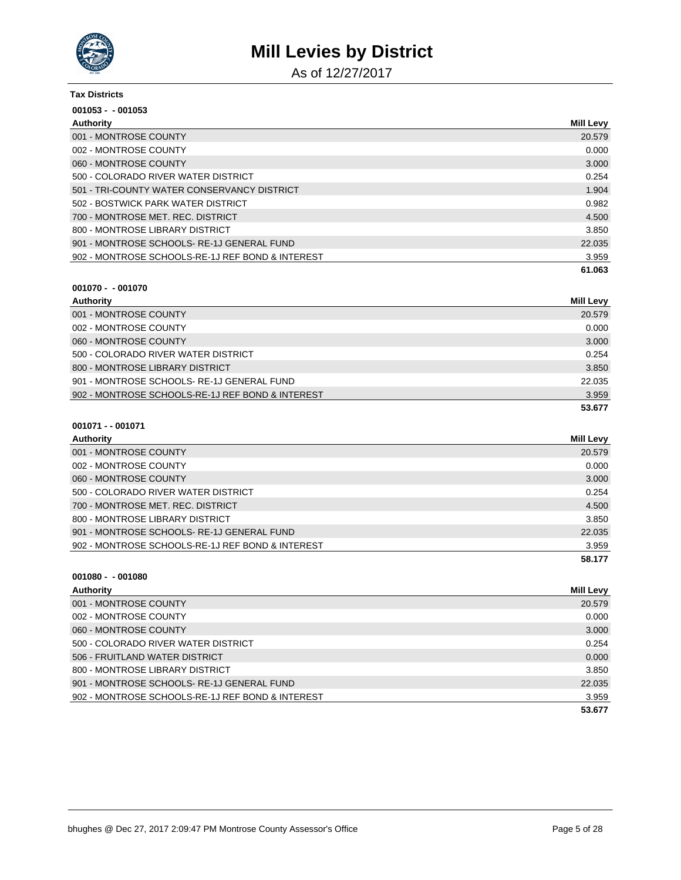# Mill Levies by District

As of 12/27/2017

**Tax Districts**

**001053 - - 001053**

| Authority | Mill Levy |
|---|---|
| 001 - MONTROSE COUNTY | 20.579 |
| 002 - MONTROSE COUNTY | 0.000 |
| 060 - MONTROSE COUNTY | 3.000 |
| 500 - COLORADO RIVER WATER DISTRICT | 0.254 |
| 501 - TRI-COUNTY WATER CONSERVANCY DISTRICT | 1.904 |
| 502 - BOSTWICK PARK WATER DISTRICT | 0.982 |
| 700 - MONTROSE MET. REC. DISTRICT | 4.500 |
| 800 - MONTROSE LIBRARY DISTRICT | 3.850 |
| 901 - MONTROSE SCHOOLS- RE-1J GENERAL FUND | 22.035 |
| 902 - MONTROSE SCHOOLS-RE-1J REF BOND & INTEREST | 3.959 |
| | **61.063** |

**001070 - - 001070**

| Authority | Mill Levy |
|---|---|
| 001 - MONTROSE COUNTY | 20.579 |
| 002 - MONTROSE COUNTY | 0.000 |
| 060 - MONTROSE COUNTY | 3.000 |
| 500 - COLORADO RIVER WATER DISTRICT | 0.254 |
| 800 - MONTROSE LIBRARY DISTRICT | 3.850 |
| 901 - MONTROSE SCHOOLS- RE-1J GENERAL FUND | 22.035 |
| 902 - MONTROSE SCHOOLS-RE-1J REF BOND & INTEREST | 3.959 |
| | **53.677** |

**001071 - - 001071**

| Authority | Mill Levy |
|---|---|
| 001 - MONTROSE COUNTY | 20.579 |
| 002 - MONTROSE COUNTY | 0.000 |
| 060 - MONTROSE COUNTY | 3.000 |
| 500 - COLORADO RIVER WATER DISTRICT | 0.254 |
| 700 - MONTROSE MET. REC. DISTRICT | 4.500 |
| 800 - MONTROSE LIBRARY DISTRICT | 3.850 |
| 901 - MONTROSE SCHOOLS- RE-1J GENERAL FUND | 22.035 |
| 902 - MONTROSE SCHOOLS-RE-1J REF BOND & INTEREST | 3.959 |
| | **58.177** |

**001080 - - 001080**

| Authority | Mill Levy |
|---|---|
| 001 - MONTROSE COUNTY | 20.579 |
| 002 - MONTROSE COUNTY | 0.000 |
| 060 - MONTROSE COUNTY | 3.000 |
| 500 - COLORADO RIVER WATER DISTRICT | 0.254 |
| 506 - FRUITLAND WATER DISTRICT | 0.000 |
| 800 - MONTROSE LIBRARY DISTRICT | 3.850 |
| 901 - MONTROSE SCHOOLS- RE-1J GENERAL FUND | 22.035 |
| 902 - MONTROSE SCHOOLS-RE-1J REF BOND & INTEREST | 3.959 |
| | **53.677** |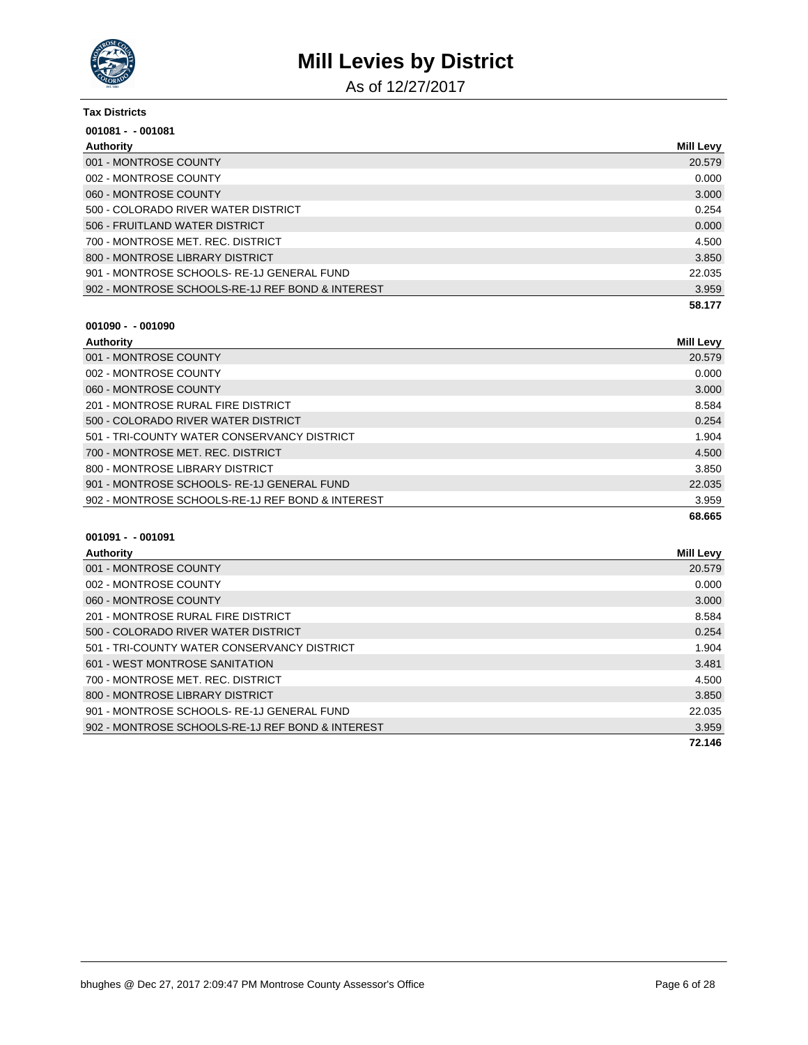# Mill Levies by District

As of 12/27/2017

**Tax Districts**

**001081 - - 001081**

| Authority | Mill Levy |
| --- | --- |
| 001 - MONTROSE COUNTY | 20.579 |
| 002 - MONTROSE COUNTY | 0.000 |
| 060 - MONTROSE COUNTY | 3.000 |
| 500 - COLORADO RIVER WATER DISTRICT | 0.254 |
| 506 - FRUITLAND WATER DISTRICT | 0.000 |
| 700 - MONTROSE MET. REC. DISTRICT | 4.500 |
| 800 - MONTROSE LIBRARY DISTRICT | 3.850 |
| 901 - MONTROSE SCHOOLS- RE-1J GENERAL FUND | 22.035 |
| 902 - MONTROSE SCHOOLS-RE-1J REF BOND & INTEREST | 3.959 |
| | **58.177** |

**001090 - - 001090**

| Authority | Mill Levy |
| --- | --- |
| 001 - MONTROSE COUNTY | 20.579 |
| 002 - MONTROSE COUNTY | 0.000 |
| 060 - MONTROSE COUNTY | 3.000 |
| 201 - MONTROSE RURAL FIRE DISTRICT | 8.584 |
| 500 - COLORADO RIVER WATER DISTRICT | 0.254 |
| 501 - TRI-COUNTY WATER CONSERVANCY DISTRICT | 1.904 |
| 700 - MONTROSE MET. REC. DISTRICT | 4.500 |
| 800 - MONTROSE LIBRARY DISTRICT | 3.850 |
| 901 - MONTROSE SCHOOLS- RE-1J GENERAL FUND | 22.035 |
| 902 - MONTROSE SCHOOLS-RE-1J REF BOND & INTEREST | 3.959 |
| | **68.665** |

**001091 - - 001091**

| Authority | Mill Levy |
| --- | --- |
| 001 - MONTROSE COUNTY | 20.579 |
| 002 - MONTROSE COUNTY | 0.000 |
| 060 - MONTROSE COUNTY | 3.000 |
| 201 - MONTROSE RURAL FIRE DISTRICT | 8.584 |
| 500 - COLORADO RIVER WATER DISTRICT | 0.254 |
| 501 - TRI-COUNTY WATER CONSERVANCY DISTRICT | 1.904 |
| 601 - WEST MONTROSE SANITATION | 3.481 |
| 700 - MONTROSE MET. REC. DISTRICT | 4.500 |
| 800 - MONTROSE LIBRARY DISTRICT | 3.850 |
| 901 - MONTROSE SCHOOLS- RE-1J GENERAL FUND | 22.035 |
| 902 - MONTROSE SCHOOLS-RE-1J REF BOND & INTEREST | 3.959 |
| | **72.146** |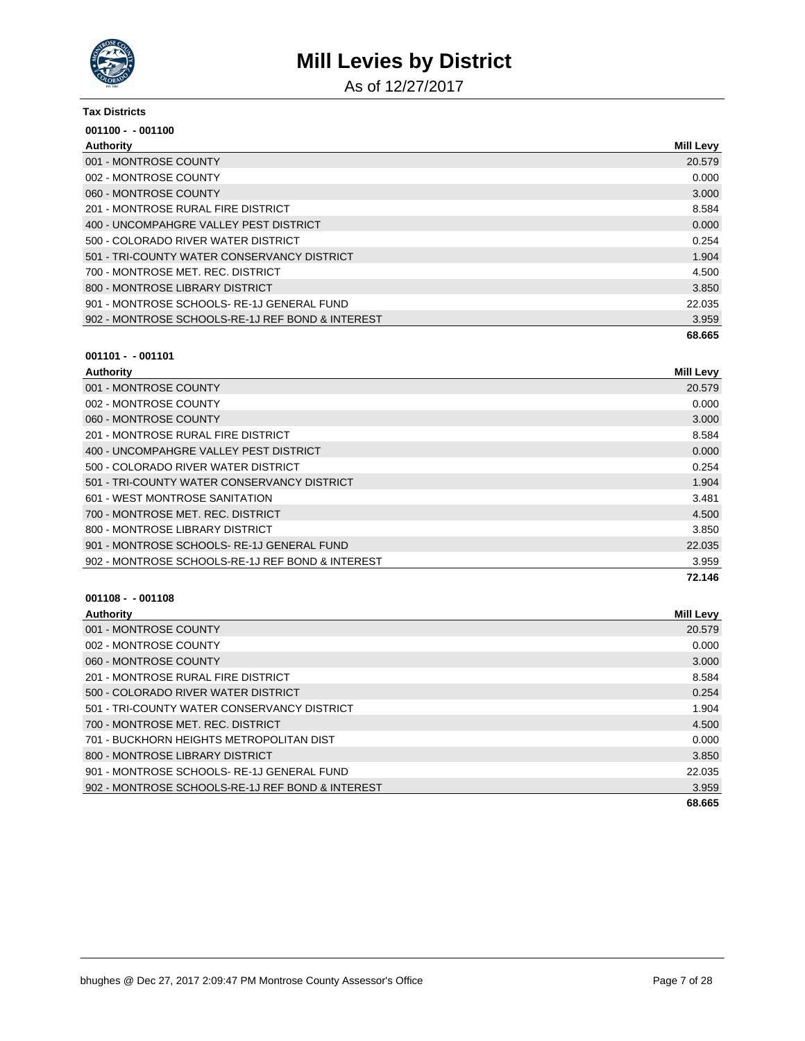# Mill Levies by District

As of 12/27/2017

**Tax Districts**

**001100 - - 001100**

| Authority | Mill Levy |
|---|---|
| 001 - MONTROSE COUNTY | 20.579 |
| 002 - MONTROSE COUNTY | 0.000 |
| 060 - MONTROSE COUNTY | 3.000 |
| 201 - MONTROSE RURAL FIRE DISTRICT | 8.584 |
| 400 - UNCOMPAHGRE VALLEY PEST DISTRICT | 0.000 |
| 500 - COLORADO RIVER WATER DISTRICT | 0.254 |
| 501 - TRI-COUNTY WATER CONSERVANCY DISTRICT | 1.904 |
| 700 - MONTROSE MET. REC. DISTRICT | 4.500 |
| 800 - MONTROSE LIBRARY DISTRICT | 3.850 |
| 901 - MONTROSE SCHOOLS- RE-1J GENERAL FUND | 22.035 |
| 902 - MONTROSE SCHOOLS-RE-1J REF BOND & INTEREST | 3.959 |
| | **68.665** |

**001101 - - 001101**

| Authority | Mill Levy |
|---|---|
| 001 - MONTROSE COUNTY | 20.579 |
| 002 - MONTROSE COUNTY | 0.000 |
| 060 - MONTROSE COUNTY | 3.000 |
| 201 - MONTROSE RURAL FIRE DISTRICT | 8.584 |
| 400 - UNCOMPAHGRE VALLEY PEST DISTRICT | 0.000 |
| 500 - COLORADO RIVER WATER DISTRICT | 0.254 |
| 501 - TRI-COUNTY WATER CONSERVANCY DISTRICT | 1.904 |
| 601 - WEST MONTROSE SANITATION | 3.481 |
| 700 - MONTROSE MET. REC. DISTRICT | 4.500 |
| 800 - MONTROSE LIBRARY DISTRICT | 3.850 |
| 901 - MONTROSE SCHOOLS- RE-1J GENERAL FUND | 22.035 |
| 902 - MONTROSE SCHOOLS-RE-1J REF BOND & INTEREST | 3.959 |
| | **72.146** |

**001108 - - 001108**

| Authority | Mill Levy |
|---|---|
| 001 - MONTROSE COUNTY | 20.579 |
| 002 - MONTROSE COUNTY | 0.000 |
| 060 - MONTROSE COUNTY | 3.000 |
| 201 - MONTROSE RURAL FIRE DISTRICT | 8.584 |
| 500 - COLORADO RIVER WATER DISTRICT | 0.254 |
| 501 - TRI-COUNTY WATER CONSERVANCY DISTRICT | 1.904 |
| 700 - MONTROSE MET. REC. DISTRICT | 4.500 |
| 701 - BUCKHORN HEIGHTS METROPOLITAN DIST | 0.000 |
| 800 - MONTROSE LIBRARY DISTRICT | 3.850 |
| 901 - MONTROSE SCHOOLS- RE-1J GENERAL FUND | 22.035 |
| 902 - MONTROSE SCHOOLS-RE-1J REF BOND & INTEREST | 3.959 |
| | **68.665** |

bhughes @ Dec 27, 2017 2:09:47 PM Montrose County Assessor's Office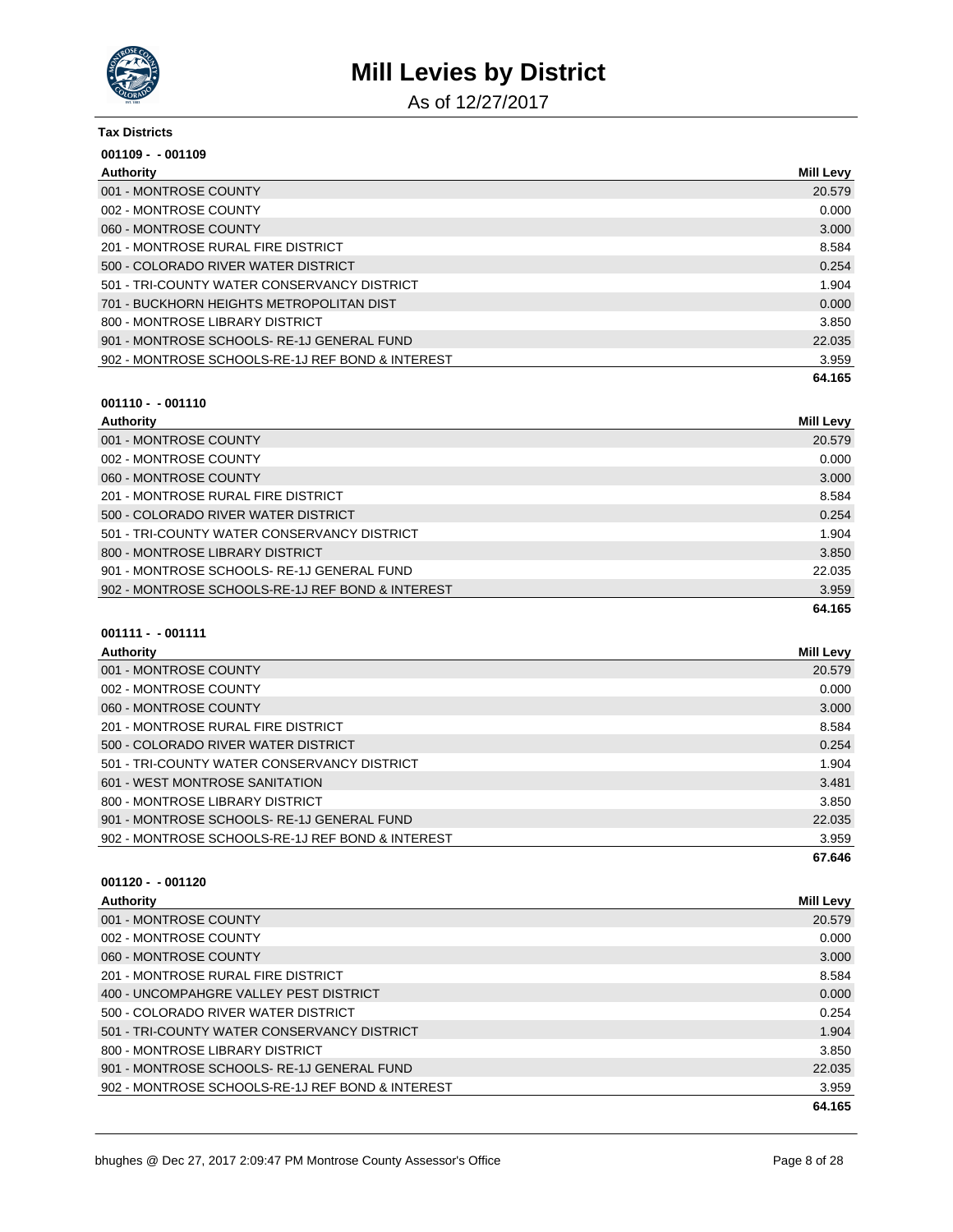# Mill Levies by District

As of 12/27/2017

**Tax Districts**

**001109 - - 001109**

| Authority | Mill Levy |
| --- | --- |
| 001 - MONTROSE COUNTY | 20.579 |
| 002 - MONTROSE COUNTY | 0.000 |
| 060 - MONTROSE COUNTY | 3.000 |
| 201 - MONTROSE RURAL FIRE DISTRICT | 8.584 |
| 500 - COLORADO RIVER WATER DISTRICT | 0.254 |
| 501 - TRI-COUNTY WATER CONSERVANCY DISTRICT | 1.904 |
| 701 - BUCKHORN HEIGHTS METROPOLITAN DIST | 0.000 |
| 800 - MONTROSE LIBRARY DISTRICT | 3.850 |
| 901 - MONTROSE SCHOOLS- RE-1J GENERAL FUND | 22.035 |
| 902 - MONTROSE SCHOOLS-RE-1J REF BOND & INTEREST | 3.959 |
| | **64.165** |

**001110 - - 001110**

| Authority | Mill Levy |
| --- | --- |
| 001 - MONTROSE COUNTY | 20.579 |
| 002 - MONTROSE COUNTY | 0.000 |
| 060 - MONTROSE COUNTY | 3.000 |
| 201 - MONTROSE RURAL FIRE DISTRICT | 8.584 |
| 500 - COLORADO RIVER WATER DISTRICT | 0.254 |
| 501 - TRI-COUNTY WATER CONSERVANCY DISTRICT | 1.904 |
| 800 - MONTROSE LIBRARY DISTRICT | 3.850 |
| 901 - MONTROSE SCHOOLS- RE-1J GENERAL FUND | 22.035 |
| 902 - MONTROSE SCHOOLS-RE-1J REF BOND & INTEREST | 3.959 |
| | **64.165** |

**001111 - - 001111**

| Authority | Mill Levy |
| --- | --- |
| 001 - MONTROSE COUNTY | 20.579 |
| 002 - MONTROSE COUNTY | 0.000 |
| 060 - MONTROSE COUNTY | 3.000 |
| 201 - MONTROSE RURAL FIRE DISTRICT | 8.584 |
| 500 - COLORADO RIVER WATER DISTRICT | 0.254 |
| 501 - TRI-COUNTY WATER CONSERVANCY DISTRICT | 1.904 |
| 601 - WEST MONTROSE SANITATION | 3.481 |
| 800 - MONTROSE LIBRARY DISTRICT | 3.850 |
| 901 - MONTROSE SCHOOLS- RE-1J GENERAL FUND | 22.035 |
| 902 - MONTROSE SCHOOLS-RE-1J REF BOND & INTEREST | 3.959 |
| | **67.646** |

**001120 - - 001120**

| Authority | Mill Levy |
| --- | --- |
| 001 - MONTROSE COUNTY | 20.579 |
| 002 - MONTROSE COUNTY | 0.000 |
| 060 - MONTROSE COUNTY | 3.000 |
| 201 - MONTROSE RURAL FIRE DISTRICT | 8.584 |
| 400 - UNCOMPAHGRE VALLEY PEST DISTRICT | 0.000 |
| 500 - COLORADO RIVER WATER DISTRICT | 0.254 |
| 501 - TRI-COUNTY WATER CONSERVANCY DISTRICT | 1.904 |
| 800 - MONTROSE LIBRARY DISTRICT | 3.850 |
| 901 - MONTROSE SCHOOLS- RE-1J GENERAL FUND | 22.035 |
| 902 - MONTROSE SCHOOLS-RE-1J REF BOND & INTEREST | 3.959 |
| | **64.165** |

bhughes @ Dec 27, 2017 2:09:47 PM Montrose County Assessor's Office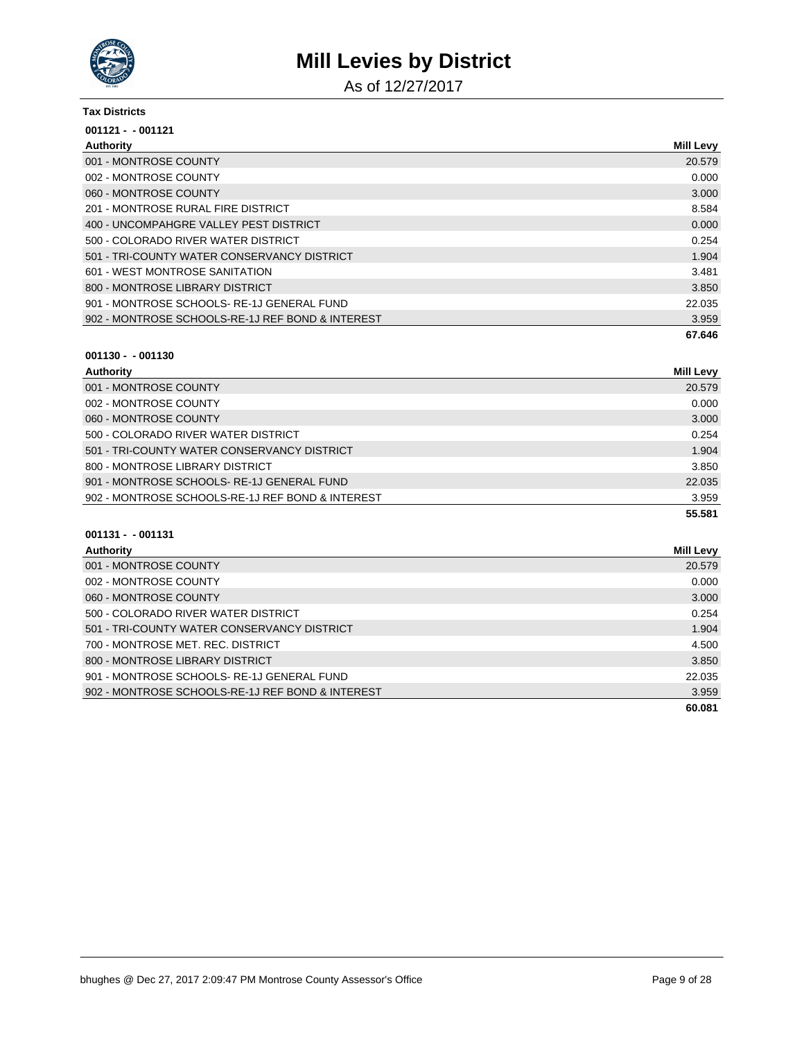# Mill Levies by District

As of 12/27/2017

**Tax Districts**

**001121 - - 001121**

| Authority | Mill Levy |
| --- | --- |
| 001 - MONTROSE COUNTY | 20.579 |
| 002 - MONTROSE COUNTY | 0.000 |
| 060 - MONTROSE COUNTY | 3.000 |
| 201 - MONTROSE RURAL FIRE DISTRICT | 8.584 |
| 400 - UNCOMPAHGRE VALLEY PEST DISTRICT | 0.000 |
| 500 - COLORADO RIVER WATER DISTRICT | 0.254 |
| 501 - TRI-COUNTY WATER CONSERVANCY DISTRICT | 1.904 |
| 601 - WEST MONTROSE SANITATION | 3.481 |
| 800 - MONTROSE LIBRARY DISTRICT | 3.850 |
| 901 - MONTROSE SCHOOLS- RE-1J GENERAL FUND | 22.035 |
| 902 - MONTROSE SCHOOLS-RE-1J REF BOND & INTEREST | 3.959 |
| | **67.646** |

**001130 - - 001130**

| Authority | Mill Levy |
| --- | --- |
| 001 - MONTROSE COUNTY | 20.579 |
| 002 - MONTROSE COUNTY | 0.000 |
| 060 - MONTROSE COUNTY | 3.000 |
| 500 - COLORADO RIVER WATER DISTRICT | 0.254 |
| 501 - TRI-COUNTY WATER CONSERVANCY DISTRICT | 1.904 |
| 800 - MONTROSE LIBRARY DISTRICT | 3.850 |
| 901 - MONTROSE SCHOOLS- RE-1J GENERAL FUND | 22.035 |
| 902 - MONTROSE SCHOOLS-RE-1J REF BOND & INTEREST | 3.959 |
| | **55.581** |

**001131 - - 001131**

| Authority | Mill Levy |
| --- | --- |
| 001 - MONTROSE COUNTY | 20.579 |
| 002 - MONTROSE COUNTY | 0.000 |
| 060 - MONTROSE COUNTY | 3.000 |
| 500 - COLORADO RIVER WATER DISTRICT | 0.254 |
| 501 - TRI-COUNTY WATER CONSERVANCY DISTRICT | 1.904 |
| 700 - MONTROSE MET. REC. DISTRICT | 4.500 |
| 800 - MONTROSE LIBRARY DISTRICT | 3.850 |
| 901 - MONTROSE SCHOOLS- RE-1J GENERAL FUND | 22.035 |
| 902 - MONTROSE SCHOOLS-RE-1J REF BOND & INTEREST | 3.959 |
| | **60.081** |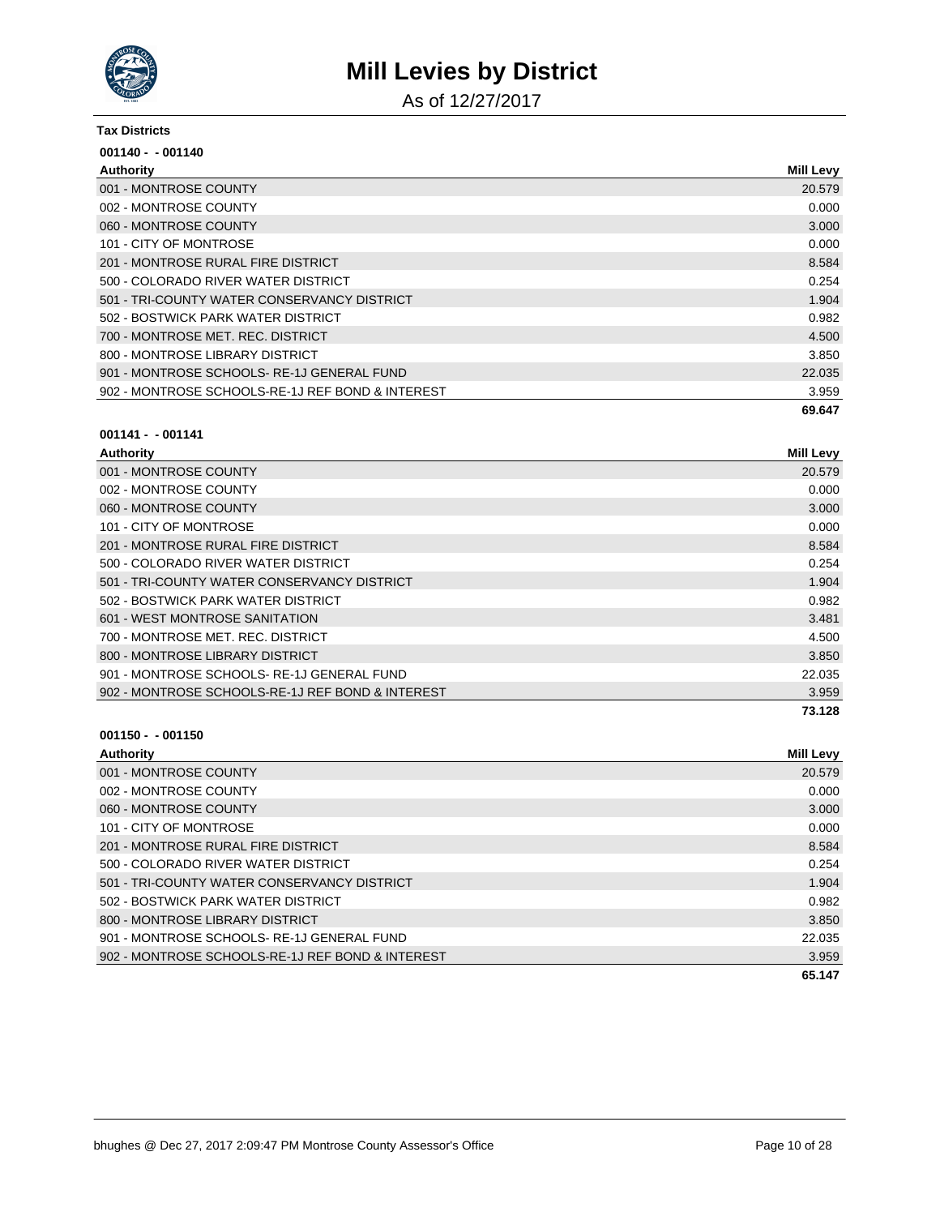# Mill Levies by District

As of 12/27/2017

**Tax Districts**

**001140 - - 001140**

| Authority | Mill Levy |
|---|---|
| 001 - MONTROSE COUNTY | 20.579 |
| 002 - MONTROSE COUNTY | 0.000 |
| 060 - MONTROSE COUNTY | 3.000 |
| 101 - CITY OF MONTROSE | 0.000 |
| 201 - MONTROSE RURAL FIRE DISTRICT | 8.584 |
| 500 - COLORADO RIVER WATER DISTRICT | 0.254 |
| 501 - TRI-COUNTY WATER CONSERVANCY DISTRICT | 1.904 |
| 502 - BOSTWICK PARK WATER DISTRICT | 0.982 |
| 700 - MONTROSE MET. REC. DISTRICT | 4.500 |
| 800 - MONTROSE LIBRARY DISTRICT | 3.850 |
| 901 - MONTROSE SCHOOLS- RE-1J GENERAL FUND | 22.035 |
| 902 - MONTROSE SCHOOLS-RE-1J REF BOND & INTEREST | 3.959 |
| | **69.647** |

**001141 - - 001141**

| Authority | Mill Levy |
|---|---|
| 001 - MONTROSE COUNTY | 20.579 |
| 002 - MONTROSE COUNTY | 0.000 |
| 060 - MONTROSE COUNTY | 3.000 |
| 101 - CITY OF MONTROSE | 0.000 |
| 201 - MONTROSE RURAL FIRE DISTRICT | 8.584 |
| 500 - COLORADO RIVER WATER DISTRICT | 0.254 |
| 501 - TRI-COUNTY WATER CONSERVANCY DISTRICT | 1.904 |
| 502 - BOSTWICK PARK WATER DISTRICT | 0.982 |
| 601 - WEST MONTROSE SANITATION | 3.481 |
| 700 - MONTROSE MET. REC. DISTRICT | 4.500 |
| 800 - MONTROSE LIBRARY DISTRICT | 3.850 |
| 901 - MONTROSE SCHOOLS- RE-1J GENERAL FUND | 22.035 |
| 902 - MONTROSE SCHOOLS-RE-1J REF BOND & INTEREST | 3.959 |
| | **73.128** |

**001150 - - 001150**

| Authority | Mill Levy |
|---|---|
| 001 - MONTROSE COUNTY | 20.579 |
| 002 - MONTROSE COUNTY | 0.000 |
| 060 - MONTROSE COUNTY | 3.000 |
| 101 - CITY OF MONTROSE | 0.000 |
| 201 - MONTROSE RURAL FIRE DISTRICT | 8.584 |
| 500 - COLORADO RIVER WATER DISTRICT | 0.254 |
| 501 - TRI-COUNTY WATER CONSERVANCY DISTRICT | 1.904 |
| 502 - BOSTWICK PARK WATER DISTRICT | 0.982 |
| 800 - MONTROSE LIBRARY DISTRICT | 3.850 |
| 901 - MONTROSE SCHOOLS- RE-1J GENERAL FUND | 22.035 |
| 902 - MONTROSE SCHOOLS-RE-1J REF BOND & INTEREST | 3.959 |
| | **65.147** |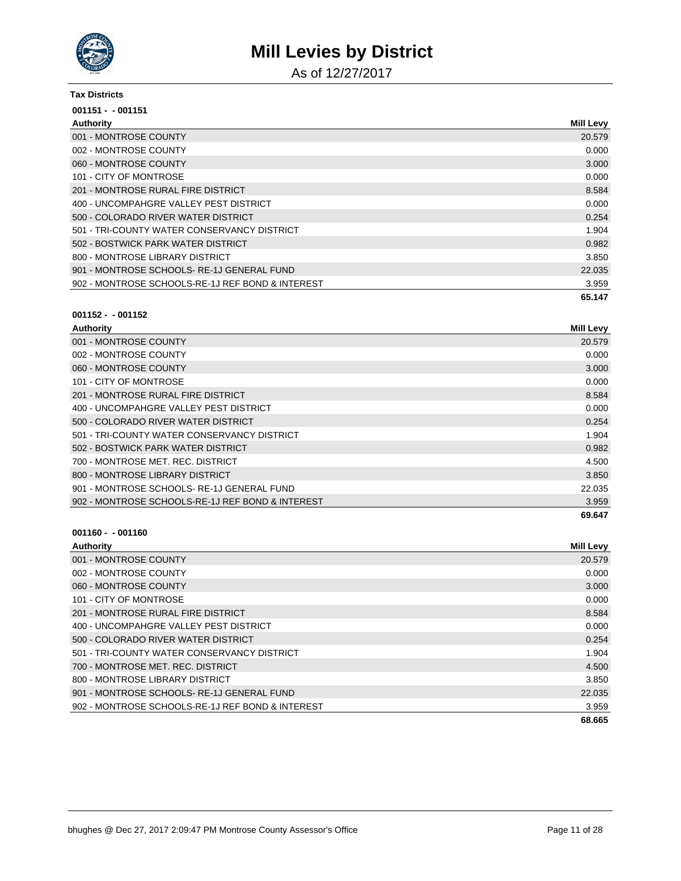# Mill Levies by District

As of 12/27/2017

**Tax Districts**

**001151 - - 001151**

| Authority | Mill Levy |
|---|---|
| 001 - MONTROSE COUNTY | 20.579 |
| 002 - MONTROSE COUNTY | 0.000 |
| 060 - MONTROSE COUNTY | 3.000 |
| 101 - CITY OF MONTROSE | 0.000 |
| 201 - MONTROSE RURAL FIRE DISTRICT | 8.584 |
| 400 - UNCOMPAHGRE VALLEY PEST DISTRICT | 0.000 |
| 500 - COLORADO RIVER WATER DISTRICT | 0.254 |
| 501 - TRI-COUNTY WATER CONSERVANCY DISTRICT | 1.904 |
| 502 - BOSTWICK PARK WATER DISTRICT | 0.982 |
| 800 - MONTROSE LIBRARY DISTRICT | 3.850 |
| 901 - MONTROSE SCHOOLS- RE-1J GENERAL FUND | 22.035 |
| 902 - MONTROSE SCHOOLS-RE-1J REF BOND & INTEREST | 3.959 |
| | **65.147** |

**001152 - - 001152**

| Authority | Mill Levy |
|---|---|
| 001 - MONTROSE COUNTY | 20.579 |
| 002 - MONTROSE COUNTY | 0.000 |
| 060 - MONTROSE COUNTY | 3.000 |
| 101 - CITY OF MONTROSE | 0.000 |
| 201 - MONTROSE RURAL FIRE DISTRICT | 8.584 |
| 400 - UNCOMPAHGRE VALLEY PEST DISTRICT | 0.000 |
| 500 - COLORADO RIVER WATER DISTRICT | 0.254 |
| 501 - TRI-COUNTY WATER CONSERVANCY DISTRICT | 1.904 |
| 502 - BOSTWICK PARK WATER DISTRICT | 0.982 |
| 700 - MONTROSE MET. REC. DISTRICT | 4.500 |
| 800 - MONTROSE LIBRARY DISTRICT | 3.850 |
| 901 - MONTROSE SCHOOLS- RE-1J GENERAL FUND | 22.035 |
| 902 - MONTROSE SCHOOLS-RE-1J REF BOND & INTEREST | 3.959 |
| | **69.647** |

**001160 - - 001160**

| Authority | Mill Levy |
|---|---|
| 001 - MONTROSE COUNTY | 20.579 |
| 002 - MONTROSE COUNTY | 0.000 |
| 060 - MONTROSE COUNTY | 3.000 |
| 101 - CITY OF MONTROSE | 0.000 |
| 201 - MONTROSE RURAL FIRE DISTRICT | 8.584 |
| 400 - UNCOMPAHGRE VALLEY PEST DISTRICT | 0.000 |
| 500 - COLORADO RIVER WATER DISTRICT | 0.254 |
| 501 - TRI-COUNTY WATER CONSERVANCY DISTRICT | 1.904 |
| 700 - MONTROSE MET. REC. DISTRICT | 4.500 |
| 800 - MONTROSE LIBRARY DISTRICT | 3.850 |
| 901 - MONTROSE SCHOOLS- RE-1J GENERAL FUND | 22.035 |
| 902 - MONTROSE SCHOOLS-RE-1J REF BOND & INTEREST | 3.959 |
| | **68.665** |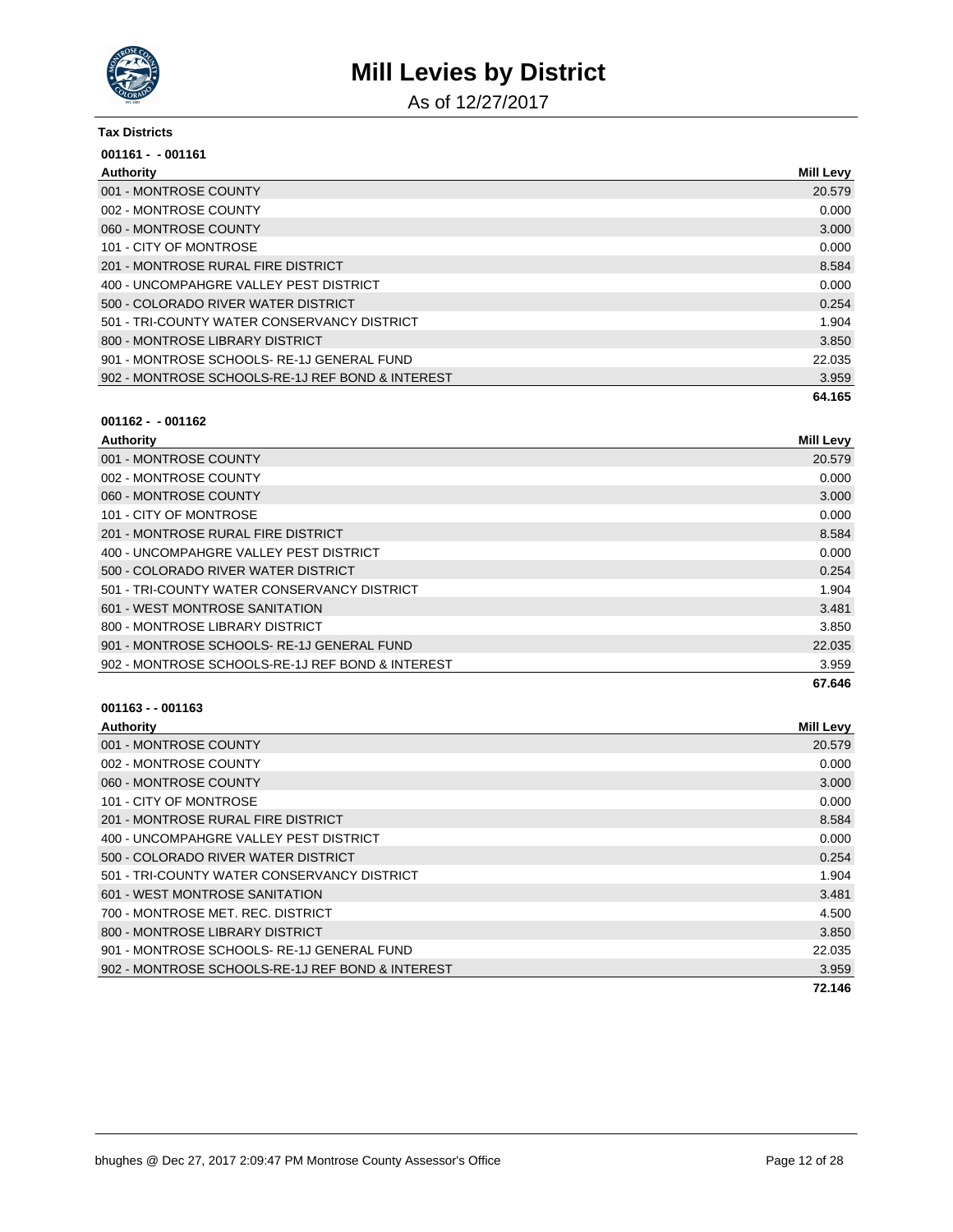# Mill Levies by District

As of 12/27/2017

**Tax Districts**

**001161 - - 001161**

| Authority | Mill Levy |
|---|---|
| 001 - MONTROSE COUNTY | 20.579 |
| 002 - MONTROSE COUNTY | 0.000 |
| 060 - MONTROSE COUNTY | 3.000 |
| 101 - CITY OF MONTROSE | 0.000 |
| 201 - MONTROSE RURAL FIRE DISTRICT | 8.584 |
| 400 - UNCOMPAHGRE VALLEY PEST DISTRICT | 0.000 |
| 500 - COLORADO RIVER WATER DISTRICT | 0.254 |
| 501 - TRI-COUNTY WATER CONSERVANCY DISTRICT | 1.904 |
| 800 - MONTROSE LIBRARY DISTRICT | 3.850 |
| 901 - MONTROSE SCHOOLS- RE-1J GENERAL FUND | 22.035 |
| 902 - MONTROSE SCHOOLS-RE-1J REF BOND & INTEREST | 3.959 |
| | **64.165** |

**001162 - - 001162**

| Authority | Mill Levy |
|---|---|
| 001 - MONTROSE COUNTY | 20.579 |
| 002 - MONTROSE COUNTY | 0.000 |
| 060 - MONTROSE COUNTY | 3.000 |
| 101 - CITY OF MONTROSE | 0.000 |
| 201 - MONTROSE RURAL FIRE DISTRICT | 8.584 |
| 400 - UNCOMPAHGRE VALLEY PEST DISTRICT | 0.000 |
| 500 - COLORADO RIVER WATER DISTRICT | 0.254 |
| 501 - TRI-COUNTY WATER CONSERVANCY DISTRICT | 1.904 |
| 601 - WEST MONTROSE SANITATION | 3.481 |
| 800 - MONTROSE LIBRARY DISTRICT | 3.850 |
| 901 - MONTROSE SCHOOLS- RE-1J GENERAL FUND | 22.035 |
| 902 - MONTROSE SCHOOLS-RE-1J REF BOND & INTEREST | 3.959 |
| | **67.646** |

**001163 - - 001163**

| Authority | Mill Levy |
|---|---|
| 001 - MONTROSE COUNTY | 20.579 |
| 002 - MONTROSE COUNTY | 0.000 |
| 060 - MONTROSE COUNTY | 3.000 |
| 101 - CITY OF MONTROSE | 0.000 |
| 201 - MONTROSE RURAL FIRE DISTRICT | 8.584 |
| 400 - UNCOMPAHGRE VALLEY PEST DISTRICT | 0.000 |
| 500 - COLORADO RIVER WATER DISTRICT | 0.254 |
| 501 - TRI-COUNTY WATER CONSERVANCY DISTRICT | 1.904 |
| 601 - WEST MONTROSE SANITATION | 3.481 |
| 700 - MONTROSE MET. REC. DISTRICT | 4.500 |
| 800 - MONTROSE LIBRARY DISTRICT | 3.850 |
| 901 - MONTROSE SCHOOLS- RE-1J GENERAL FUND | 22.035 |
| 902 - MONTROSE SCHOOLS-RE-1J REF BOND & INTEREST | 3.959 |
| | **72.146** |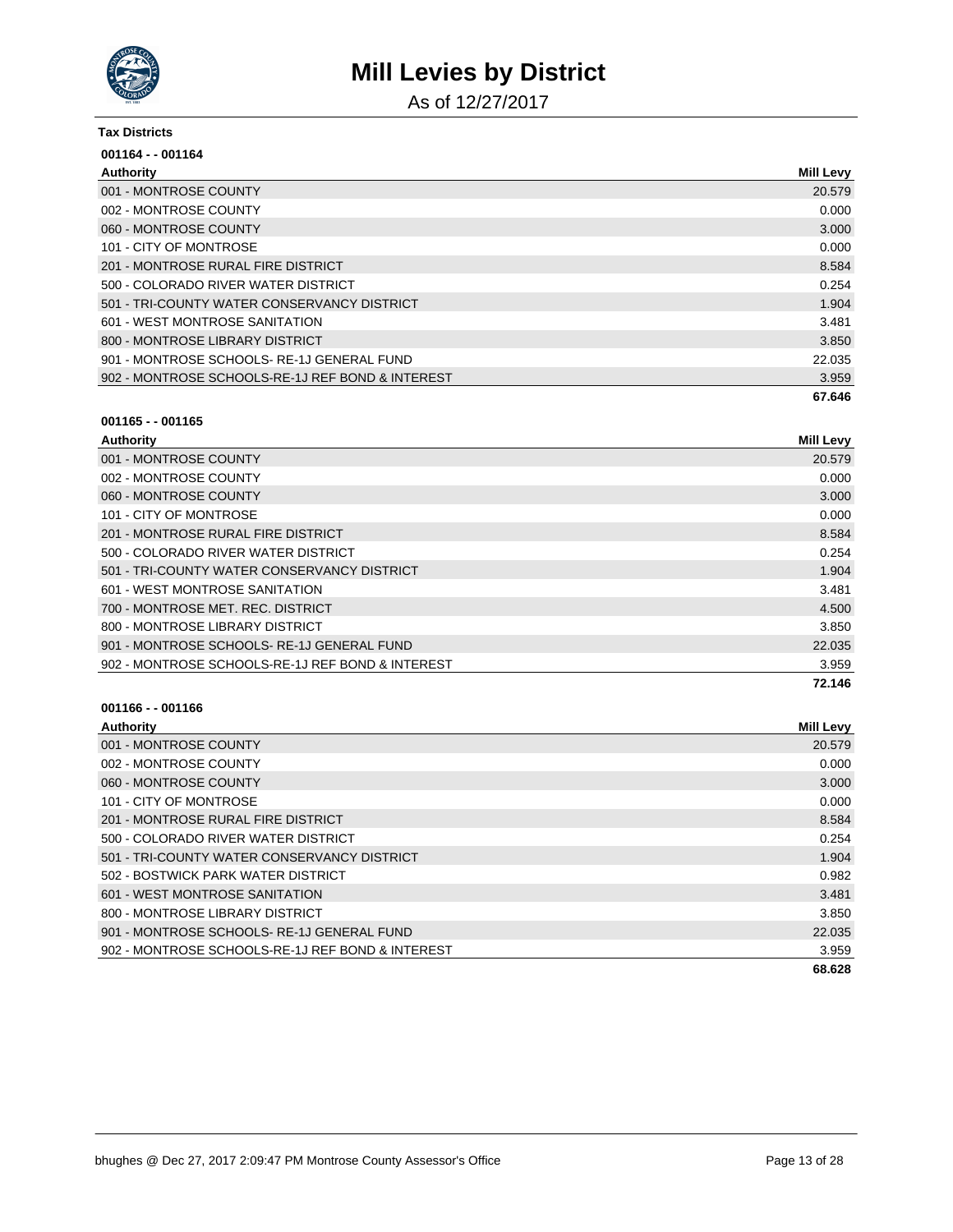# Mill Levies by District

As of 12/27/2017

**Tax Districts**

**001164 - - 001164**

| Authority | Mill Levy |
|---|---|
| 001 - MONTROSE COUNTY | 20.579 |
| 002 - MONTROSE COUNTY | 0.000 |
| 060 - MONTROSE COUNTY | 3.000 |
| 101 - CITY OF MONTROSE | 0.000 |
| 201 - MONTROSE RURAL FIRE DISTRICT | 8.584 |
| 500 - COLORADO RIVER WATER DISTRICT | 0.254 |
| 501 - TRI-COUNTY WATER CONSERVANCY DISTRICT | 1.904 |
| 601 - WEST MONTROSE SANITATION | 3.481 |
| 800 - MONTROSE LIBRARY DISTRICT | 3.850 |
| 901 - MONTROSE SCHOOLS- RE-1J GENERAL FUND | 22.035 |
| 902 - MONTROSE SCHOOLS-RE-1J REF BOND & INTEREST | 3.959 |
| | **67.646** |

**001165 - - 001165**

| Authority | Mill Levy |
|---|---|
| 001 - MONTROSE COUNTY | 20.579 |
| 002 - MONTROSE COUNTY | 0.000 |
| 060 - MONTROSE COUNTY | 3.000 |
| 101 - CITY OF MONTROSE | 0.000 |
| 201 - MONTROSE RURAL FIRE DISTRICT | 8.584 |
| 500 - COLORADO RIVER WATER DISTRICT | 0.254 |
| 501 - TRI-COUNTY WATER CONSERVANCY DISTRICT | 1.904 |
| 601 - WEST MONTROSE SANITATION | 3.481 |
| 700 - MONTROSE MET. REC. DISTRICT | 4.500 |
| 800 - MONTROSE LIBRARY DISTRICT | 3.850 |
| 901 - MONTROSE SCHOOLS- RE-1J GENERAL FUND | 22.035 |
| 902 - MONTROSE SCHOOLS-RE-1J REF BOND & INTEREST | 3.959 |
| | **72.146** |

**001166 - - 001166**

| Authority | Mill Levy |
|---|---|
| 001 - MONTROSE COUNTY | 20.579 |
| 002 - MONTROSE COUNTY | 0.000 |
| 060 - MONTROSE COUNTY | 3.000 |
| 101 - CITY OF MONTROSE | 0.000 |
| 201 - MONTROSE RURAL FIRE DISTRICT | 8.584 |
| 500 - COLORADO RIVER WATER DISTRICT | 0.254 |
| 501 - TRI-COUNTY WATER CONSERVANCY DISTRICT | 1.904 |
| 502 - BOSTWICK PARK WATER DISTRICT | 0.982 |
| 601 - WEST MONTROSE SANITATION | 3.481 |
| 800 - MONTROSE LIBRARY DISTRICT | 3.850 |
| 901 - MONTROSE SCHOOLS- RE-1J GENERAL FUND | 22.035 |
| 902 - MONTROSE SCHOOLS-RE-1J REF BOND & INTEREST | 3.959 |
| | **68.628** |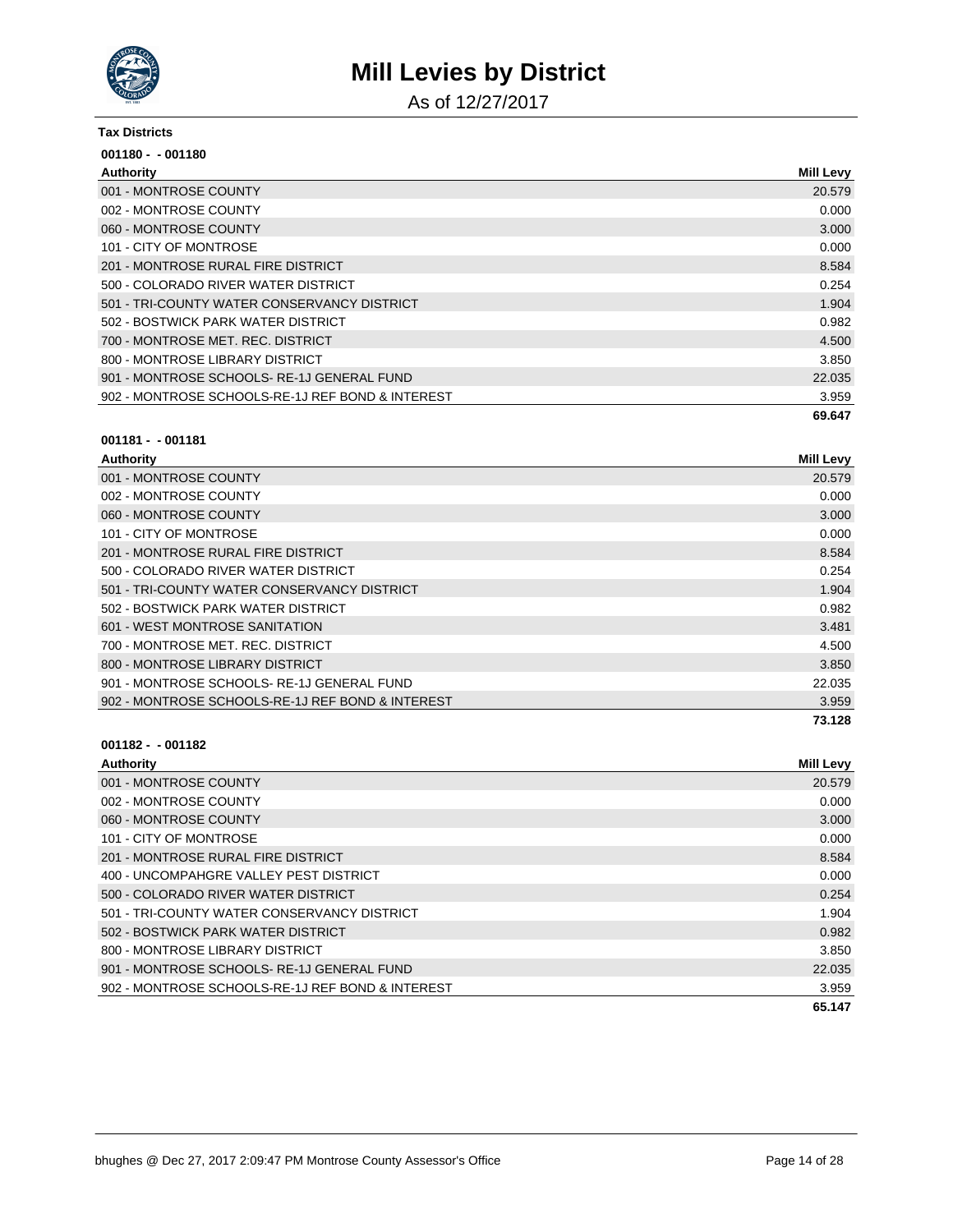# Mill Levies by District

As of 12/27/2017

**Tax Districts**

**001180 - - 001180**

| Authority | Mill Levy |
|---|---|
| 001 - MONTROSE COUNTY | 20.579 |
| 002 - MONTROSE COUNTY | 0.000 |
| 060 - MONTROSE COUNTY | 3.000 |
| 101 - CITY OF MONTROSE | 0.000 |
| 201 - MONTROSE RURAL FIRE DISTRICT | 8.584 |
| 500 - COLORADO RIVER WATER DISTRICT | 0.254 |
| 501 - TRI-COUNTY WATER CONSERVANCY DISTRICT | 1.904 |
| 502 - BOSTWICK PARK WATER DISTRICT | 0.982 |
| 700 - MONTROSE MET. REC. DISTRICT | 4.500 |
| 800 - MONTROSE LIBRARY DISTRICT | 3.850 |
| 901 - MONTROSE SCHOOLS- RE-1J GENERAL FUND | 22.035 |
| 902 - MONTROSE SCHOOLS-RE-1J REF BOND & INTEREST | 3.959 |
| | **69.647** |

**001181 - - 001181**

| Authority | Mill Levy |
|---|---|
| 001 - MONTROSE COUNTY | 20.579 |
| 002 - MONTROSE COUNTY | 0.000 |
| 060 - MONTROSE COUNTY | 3.000 |
| 101 - CITY OF MONTROSE | 0.000 |
| 201 - MONTROSE RURAL FIRE DISTRICT | 8.584 |
| 500 - COLORADO RIVER WATER DISTRICT | 0.254 |
| 501 - TRI-COUNTY WATER CONSERVANCY DISTRICT | 1.904 |
| 502 - BOSTWICK PARK WATER DISTRICT | 0.982 |
| 601 - WEST MONTROSE SANITATION | 3.481 |
| 700 - MONTROSE MET. REC. DISTRICT | 4.500 |
| 800 - MONTROSE LIBRARY DISTRICT | 3.850 |
| 901 - MONTROSE SCHOOLS- RE-1J GENERAL FUND | 22.035 |
| 902 - MONTROSE SCHOOLS-RE-1J REF BOND & INTEREST | 3.959 |
| | **73.128** |

**001182 - - 001182**

| Authority | Mill Levy |
|---|---|
| 001 - MONTROSE COUNTY | 20.579 |
| 002 - MONTROSE COUNTY | 0.000 |
| 060 - MONTROSE COUNTY | 3.000 |
| 101 - CITY OF MONTROSE | 0.000 |
| 201 - MONTROSE RURAL FIRE DISTRICT | 8.584 |
| 400 - UNCOMPAHGRE VALLEY PEST DISTRICT | 0.000 |
| 500 - COLORADO RIVER WATER DISTRICT | 0.254 |
| 501 - TRI-COUNTY WATER CONSERVANCY DISTRICT | 1.904 |
| 502 - BOSTWICK PARK WATER DISTRICT | 0.982 |
| 800 - MONTROSE LIBRARY DISTRICT | 3.850 |
| 901 - MONTROSE SCHOOLS- RE-1J GENERAL FUND | 22.035 |
| 902 - MONTROSE SCHOOLS-RE-1J REF BOND & INTEREST | 3.959 |
| | **65.147** |

bhughes @ Dec 27, 2017 2:09:47 PM Montrose County Assessor's Office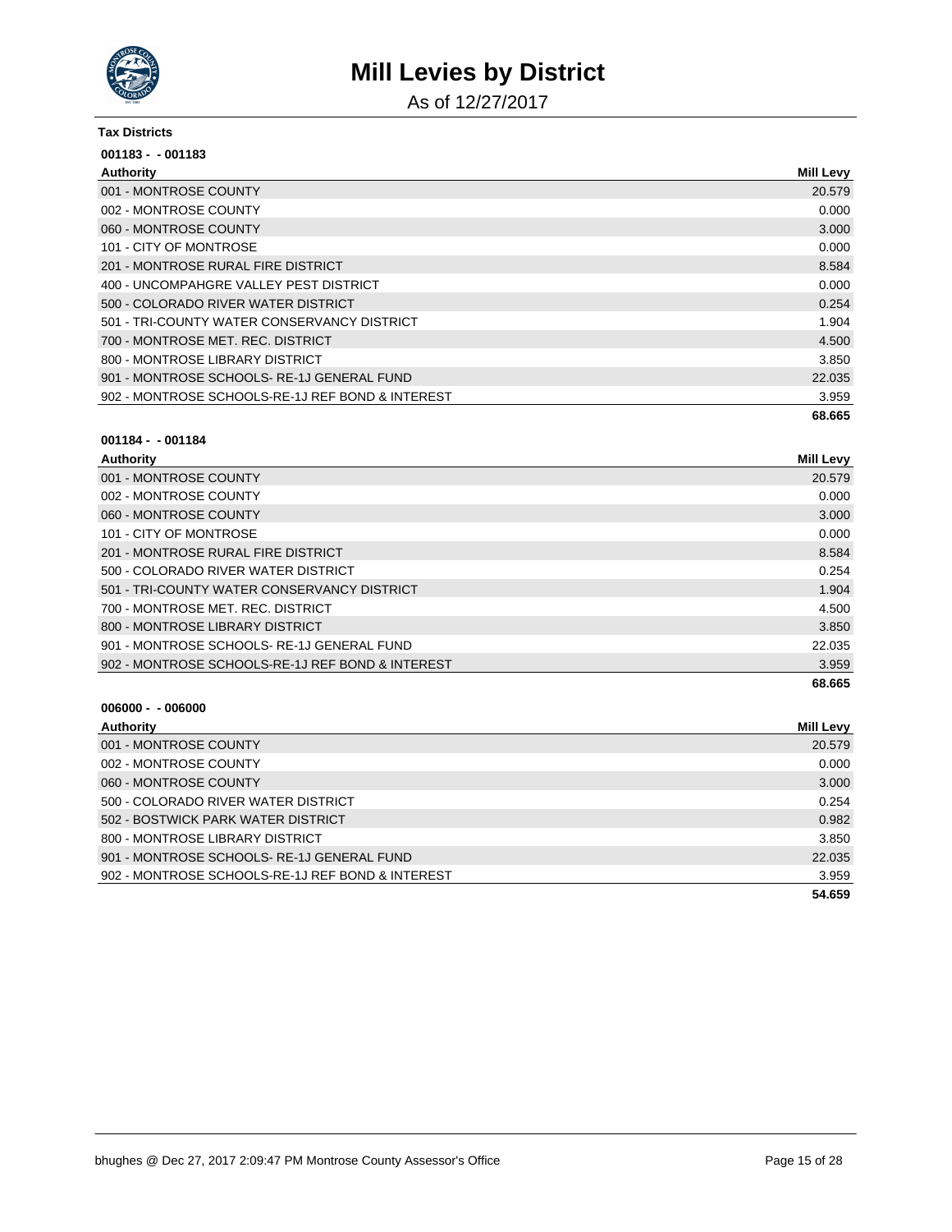# Mill Levies by District

As of 12/27/2017

**Tax Districts**

**001183 - - 001183**

| Authority | Mill Levy |
|---|---|
| 001 - MONTROSE COUNTY | 20.579 |
| 002 - MONTROSE COUNTY | 0.000 |
| 060 - MONTROSE COUNTY | 3.000 |
| 101 - CITY OF MONTROSE | 0.000 |
| 201 - MONTROSE RURAL FIRE DISTRICT | 8.584 |
| 400 - UNCOMPAHGRE VALLEY PEST DISTRICT | 0.000 |
| 500 - COLORADO RIVER WATER DISTRICT | 0.254 |
| 501 - TRI-COUNTY WATER CONSERVANCY DISTRICT | 1.904 |
| 700 - MONTROSE MET. REC. DISTRICT | 4.500 |
| 800 - MONTROSE LIBRARY DISTRICT | 3.850 |
| 901 - MONTROSE SCHOOLS- RE-1J GENERAL FUND | 22.035 |
| 902 - MONTROSE SCHOOLS-RE-1J REF BOND & INTEREST | 3.959 |
| | **68.665** |

**001184 - - 001184**

| Authority | Mill Levy |
|---|---|
| 001 - MONTROSE COUNTY | 20.579 |
| 002 - MONTROSE COUNTY | 0.000 |
| 060 - MONTROSE COUNTY | 3.000 |
| 101 - CITY OF MONTROSE | 0.000 |
| 201 - MONTROSE RURAL FIRE DISTRICT | 8.584 |
| 500 - COLORADO RIVER WATER DISTRICT | 0.254 |
| 501 - TRI-COUNTY WATER CONSERVANCY DISTRICT | 1.904 |
| 700 - MONTROSE MET. REC. DISTRICT | 4.500 |
| 800 - MONTROSE LIBRARY DISTRICT | 3.850 |
| 901 - MONTROSE SCHOOLS- RE-1J GENERAL FUND | 22.035 |
| 902 - MONTROSE SCHOOLS-RE-1J REF BOND & INTEREST | 3.959 |
| | **68.665** |

**006000 - - 006000**

| Authority | Mill Levy |
|---|---|
| 001 - MONTROSE COUNTY | 20.579 |
| 002 - MONTROSE COUNTY | 0.000 |
| 060 - MONTROSE COUNTY | 3.000 |
| 500 - COLORADO RIVER WATER DISTRICT | 0.254 |
| 502 - BOSTWICK PARK WATER DISTRICT | 0.982 |
| 800 - MONTROSE LIBRARY DISTRICT | 3.850 |
| 901 - MONTROSE SCHOOLS- RE-1J GENERAL FUND | 22.035 |
| 902 - MONTROSE SCHOOLS-RE-1J REF BOND & INTEREST | 3.959 |
| | **54.659** |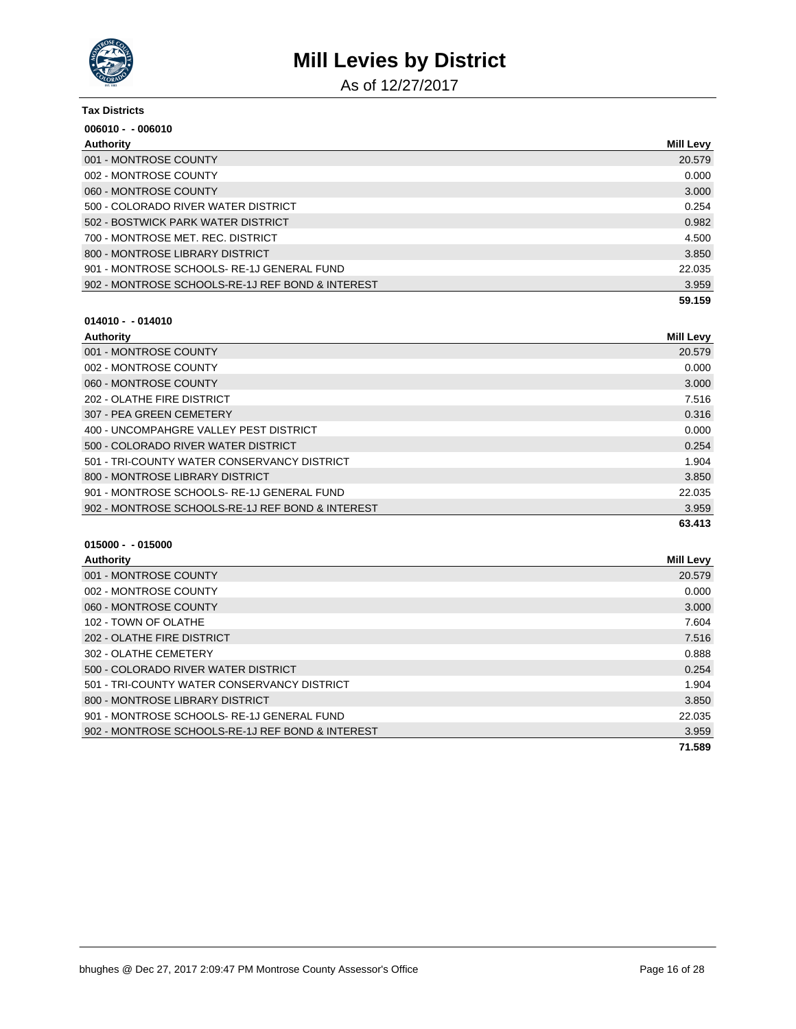# Mill Levies by District

As of 12/27/2017

**Tax Districts**

**006010 - - 006010**

| Authority | Mill Levy |
|---|---|
| 001 - MONTROSE COUNTY | 20.579 |
| 002 - MONTROSE COUNTY | 0.000 |
| 060 - MONTROSE COUNTY | 3.000 |
| 500 - COLORADO RIVER WATER DISTRICT | 0.254 |
| 502 - BOSTWICK PARK WATER DISTRICT | 0.982 |
| 700 - MONTROSE MET. REC. DISTRICT | 4.500 |
| 800 - MONTROSE LIBRARY DISTRICT | 3.850 |
| 901 - MONTROSE SCHOOLS- RE-1J GENERAL FUND | 22.035 |
| 902 - MONTROSE SCHOOLS-RE-1J REF BOND & INTEREST | 3.959 |
| | **59.159** |

**014010 - - 014010**

| Authority | Mill Levy |
|---|---|
| 001 - MONTROSE COUNTY | 20.579 |
| 002 - MONTROSE COUNTY | 0.000 |
| 060 - MONTROSE COUNTY | 3.000 |
| 202 - OLATHE FIRE DISTRICT | 7.516 |
| 307 - PEA GREEN CEMETERY | 0.316 |
| 400 - UNCOMPAHGRE VALLEY PEST DISTRICT | 0.000 |
| 500 - COLORADO RIVER WATER DISTRICT | 0.254 |
| 501 - TRI-COUNTY WATER CONSERVANCY DISTRICT | 1.904 |
| 800 - MONTROSE LIBRARY DISTRICT | 3.850 |
| 901 - MONTROSE SCHOOLS- RE-1J GENERAL FUND | 22.035 |
| 902 - MONTROSE SCHOOLS-RE-1J REF BOND & INTEREST | 3.959 |
| | **63.413** |

**015000 - - 015000**

| Authority | Mill Levy |
|---|---|
| 001 - MONTROSE COUNTY | 20.579 |
| 002 - MONTROSE COUNTY | 0.000 |
| 060 - MONTROSE COUNTY | 3.000 |
| 102 - TOWN OF OLATHE | 7.604 |
| 202 - OLATHE FIRE DISTRICT | 7.516 |
| 302 - OLATHE CEMETERY | 0.888 |
| 500 - COLORADO RIVER WATER DISTRICT | 0.254 |
| 501 - TRI-COUNTY WATER CONSERVANCY DISTRICT | 1.904 |
| 800 - MONTROSE LIBRARY DISTRICT | 3.850 |
| 901 - MONTROSE SCHOOLS- RE-1J GENERAL FUND | 22.035 |
| 902 - MONTROSE SCHOOLS-RE-1J REF BOND & INTEREST | 3.959 |
| | **71.589** |

bhughes @ Dec 27, 2017 2:09:47 PM Montrose County Assessor's Office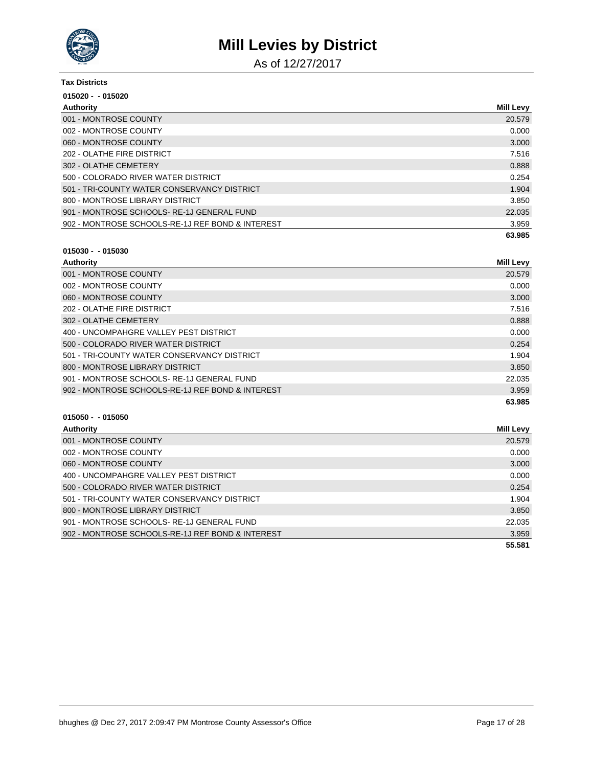# Mill Levies by District

As of 12/27/2017

**Tax Districts**

**015020 - - 015020**

| Authority | Mill Levy |
|---|---|
| 001 - MONTROSE COUNTY | 20.579 |
| 002 - MONTROSE COUNTY | 0.000 |
| 060 - MONTROSE COUNTY | 3.000 |
| 202 - OLATHE FIRE DISTRICT | 7.516 |
| 302 - OLATHE CEMETERY | 0.888 |
| 500 - COLORADO RIVER WATER DISTRICT | 0.254 |
| 501 - TRI-COUNTY WATER CONSERVANCY DISTRICT | 1.904 |
| 800 - MONTROSE LIBRARY DISTRICT | 3.850 |
| 901 - MONTROSE SCHOOLS- RE-1J GENERAL FUND | 22.035 |
| 902 - MONTROSE SCHOOLS-RE-1J REF BOND & INTEREST | 3.959 |
| | **63.985** |

**015030 - - 015030**

| Authority | Mill Levy |
|---|---|
| 001 - MONTROSE COUNTY | 20.579 |
| 002 - MONTROSE COUNTY | 0.000 |
| 060 - MONTROSE COUNTY | 3.000 |
| 202 - OLATHE FIRE DISTRICT | 7.516 |
| 302 - OLATHE CEMETERY | 0.888 |
| 400 - UNCOMPAHGRE VALLEY PEST DISTRICT | 0.000 |
| 500 - COLORADO RIVER WATER DISTRICT | 0.254 |
| 501 - TRI-COUNTY WATER CONSERVANCY DISTRICT | 1.904 |
| 800 - MONTROSE LIBRARY DISTRICT | 3.850 |
| 901 - MONTROSE SCHOOLS- RE-1J GENERAL FUND | 22.035 |
| 902 - MONTROSE SCHOOLS-RE-1J REF BOND & INTEREST | 3.959 |
| | **63.985** |

**015050 - - 015050**

| Authority | Mill Levy |
|---|---|
| 001 - MONTROSE COUNTY | 20.579 |
| 002 - MONTROSE COUNTY | 0.000 |
| 060 - MONTROSE COUNTY | 3.000 |
| 400 - UNCOMPAHGRE VALLEY PEST DISTRICT | 0.000 |
| 500 - COLORADO RIVER WATER DISTRICT | 0.254 |
| 501 - TRI-COUNTY WATER CONSERVANCY DISTRICT | 1.904 |
| 800 - MONTROSE LIBRARY DISTRICT | 3.850 |
| 901 - MONTROSE SCHOOLS- RE-1J GENERAL FUND | 22.035 |
| 902 - MONTROSE SCHOOLS-RE-1J REF BOND & INTEREST | 3.959 |
| | **55.581** |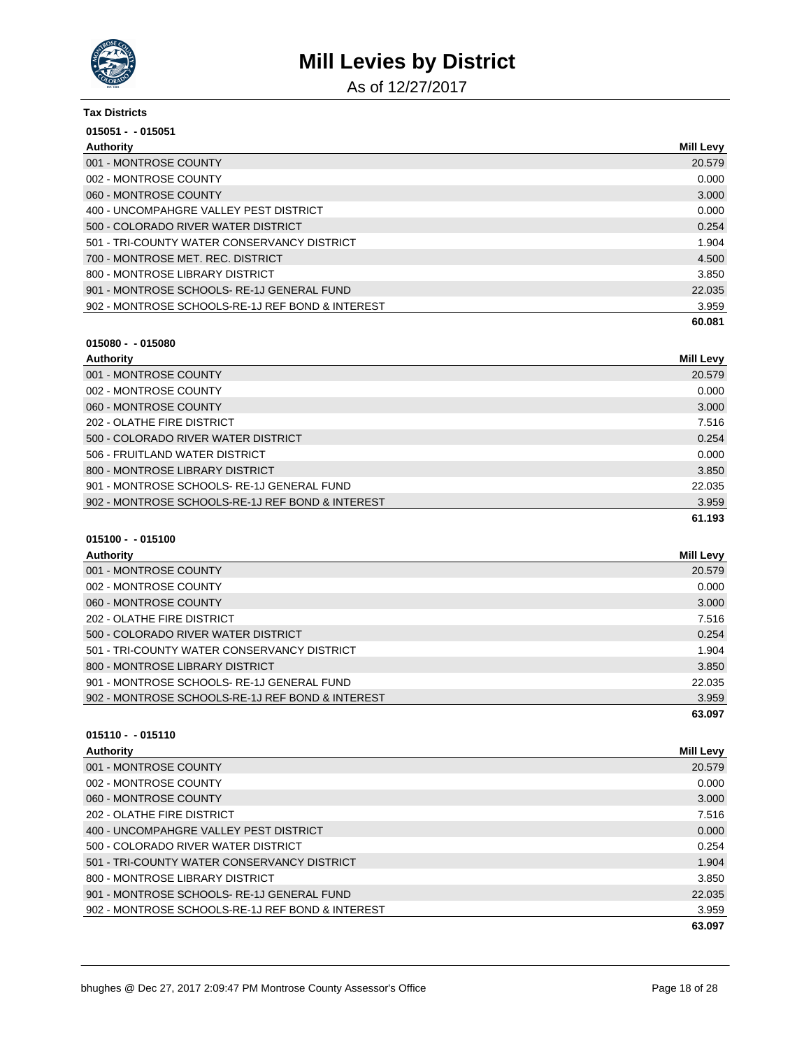# Mill Levies by District

As of 12/27/2017

**Tax Districts**

**015051 - - 015051**

| Authority | Mill Levy |
|---|---|
| 001 - MONTROSE COUNTY | 20.579 |
| 002 - MONTROSE COUNTY | 0.000 |
| 060 - MONTROSE COUNTY | 3.000 |
| 400 - UNCOMPAHGRE VALLEY PEST DISTRICT | 0.000 |
| 500 - COLORADO RIVER WATER DISTRICT | 0.254 |
| 501 - TRI-COUNTY WATER CONSERVANCY DISTRICT | 1.904 |
| 700 - MONTROSE MET. REC. DISTRICT | 4.500 |
| 800 - MONTROSE LIBRARY DISTRICT | 3.850 |
| 901 - MONTROSE SCHOOLS- RE-1J GENERAL FUND | 22.035 |
| 902 - MONTROSE SCHOOLS-RE-1J REF BOND & INTEREST | 3.959 |
| | **60.081** |

**015080 - - 015080**

| Authority | Mill Levy |
|---|---|
| 001 - MONTROSE COUNTY | 20.579 |
| 002 - MONTROSE COUNTY | 0.000 |
| 060 - MONTROSE COUNTY | 3.000 |
| 202 - OLATHE FIRE DISTRICT | 7.516 |
| 500 - COLORADO RIVER WATER DISTRICT | 0.254 |
| 506 - FRUITLAND WATER DISTRICT | 0.000 |
| 800 - MONTROSE LIBRARY DISTRICT | 3.850 |
| 901 - MONTROSE SCHOOLS- RE-1J GENERAL FUND | 22.035 |
| 902 - MONTROSE SCHOOLS-RE-1J REF BOND & INTEREST | 3.959 |
| | **61.193** |

**015100 - - 015100**

| Authority | Mill Levy |
|---|---|
| 001 - MONTROSE COUNTY | 20.579 |
| 002 - MONTROSE COUNTY | 0.000 |
| 060 - MONTROSE COUNTY | 3.000 |
| 202 - OLATHE FIRE DISTRICT | 7.516 |
| 500 - COLORADO RIVER WATER DISTRICT | 0.254 |
| 501 - TRI-COUNTY WATER CONSERVANCY DISTRICT | 1.904 |
| 800 - MONTROSE LIBRARY DISTRICT | 3.850 |
| 901 - MONTROSE SCHOOLS- RE-1J GENERAL FUND | 22.035 |
| 902 - MONTROSE SCHOOLS-RE-1J REF BOND & INTEREST | 3.959 |
| | **63.097** |

**015110 - - 015110**

| Authority | Mill Levy |
|---|---|
| 001 - MONTROSE COUNTY | 20.579 |
| 002 - MONTROSE COUNTY | 0.000 |
| 060 - MONTROSE COUNTY | 3.000 |
| 202 - OLATHE FIRE DISTRICT | 7.516 |
| 400 - UNCOMPAHGRE VALLEY PEST DISTRICT | 0.000 |
| 500 - COLORADO RIVER WATER DISTRICT | 0.254 |
| 501 - TRI-COUNTY WATER CONSERVANCY DISTRICT | 1.904 |
| 800 - MONTROSE LIBRARY DISTRICT | 3.850 |
| 901 - MONTROSE SCHOOLS- RE-1J GENERAL FUND | 22.035 |
| 902 - MONTROSE SCHOOLS-RE-1J REF BOND & INTEREST | 3.959 |
| | **63.097** |

bhughes @ Dec 27, 2017 2:09:47 PM Montrose County Assessor's Office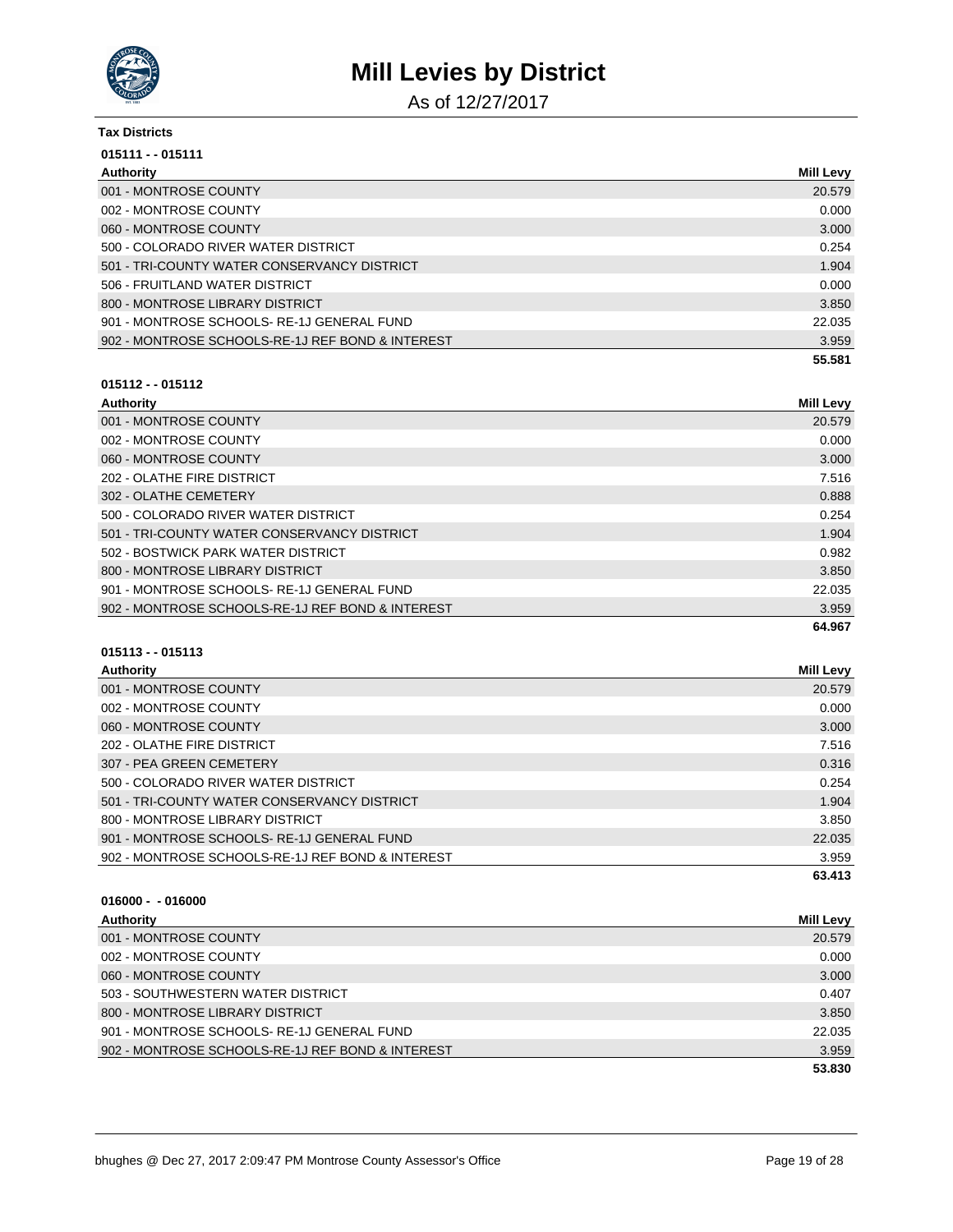# Mill Levies by District

As of 12/27/2017

**Tax Districts**

**015111 - - 015111**

| Authority | Mill Levy |
|---|---|
| 001 - MONTROSE COUNTY | 20.579 |
| 002 - MONTROSE COUNTY | 0.000 |
| 060 - MONTROSE COUNTY | 3.000 |
| 500 - COLORADO RIVER WATER DISTRICT | 0.254 |
| 501 - TRI-COUNTY WATER CONSERVANCY DISTRICT | 1.904 |
| 506 - FRUITLAND WATER DISTRICT | 0.000 |
| 800 - MONTROSE LIBRARY DISTRICT | 3.850 |
| 901 - MONTROSE SCHOOLS- RE-1J GENERAL FUND | 22.035 |
| 902 - MONTROSE SCHOOLS-RE-1J REF BOND & INTEREST | 3.959 |
| | **55.581** |

**015112 - - 015112**

| Authority | Mill Levy |
|---|---|
| 001 - MONTROSE COUNTY | 20.579 |
| 002 - MONTROSE COUNTY | 0.000 |
| 060 - MONTROSE COUNTY | 3.000 |
| 202 - OLATHE FIRE DISTRICT | 7.516 |
| 302 - OLATHE CEMETERY | 0.888 |
| 500 - COLORADO RIVER WATER DISTRICT | 0.254 |
| 501 - TRI-COUNTY WATER CONSERVANCY DISTRICT | 1.904 |
| 502 - BOSTWICK PARK WATER DISTRICT | 0.982 |
| 800 - MONTROSE LIBRARY DISTRICT | 3.850 |
| 901 - MONTROSE SCHOOLS- RE-1J GENERAL FUND | 22.035 |
| 902 - MONTROSE SCHOOLS-RE-1J REF BOND & INTEREST | 3.959 |
| | **64.967** |

**015113 - - 015113**

| Authority | Mill Levy |
|---|---|
| 001 - MONTROSE COUNTY | 20.579 |
| 002 - MONTROSE COUNTY | 0.000 |
| 060 - MONTROSE COUNTY | 3.000 |
| 202 - OLATHE FIRE DISTRICT | 7.516 |
| 307 - PEA GREEN CEMETERY | 0.316 |
| 500 - COLORADO RIVER WATER DISTRICT | 0.254 |
| 501 - TRI-COUNTY WATER CONSERVANCY DISTRICT | 1.904 |
| 800 - MONTROSE LIBRARY DISTRICT | 3.850 |
| 901 - MONTROSE SCHOOLS- RE-1J GENERAL FUND | 22.035 |
| 902 - MONTROSE SCHOOLS-RE-1J REF BOND & INTEREST | 3.959 |
| | **63.413** |

**016000 - - 016000**

| Authority | Mill Levy |
|---|---|
| 001 - MONTROSE COUNTY | 20.579 |
| 002 - MONTROSE COUNTY | 0.000 |
| 060 - MONTROSE COUNTY | 3.000 |
| 503 - SOUTHWESTERN WATER DISTRICT | 0.407 |
| 800 - MONTROSE LIBRARY DISTRICT | 3.850 |
| 901 - MONTROSE SCHOOLS- RE-1J GENERAL FUND | 22.035 |
| 902 - MONTROSE SCHOOLS-RE-1J REF BOND & INTEREST | 3.959 |
| | **53.830** |

bhughes @ Dec 27, 2017 2:09:47 PM Montrose County Assessor's Office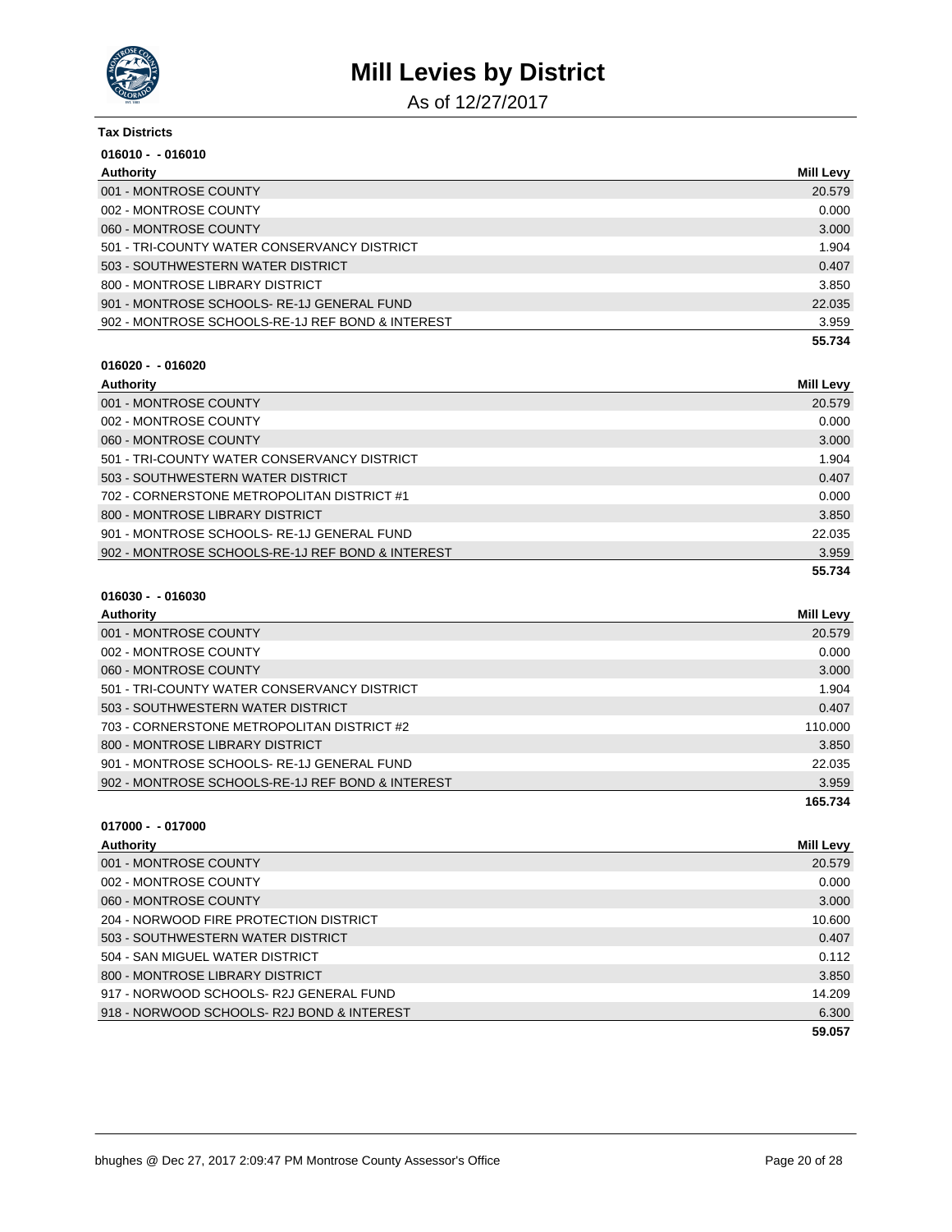# Mill Levies by District

As of 12/27/2017

**Tax Districts**

**016010 - - 016010**

| Authority | Mill Levy |
|---|---|
| 001 - MONTROSE COUNTY | 20.579 |
| 002 - MONTROSE COUNTY | 0.000 |
| 060 - MONTROSE COUNTY | 3.000 |
| 501 - TRI-COUNTY WATER CONSERVANCY DISTRICT | 1.904 |
| 503 - SOUTHWESTERN WATER DISTRICT | 0.407 |
| 800 - MONTROSE LIBRARY DISTRICT | 3.850 |
| 901 - MONTROSE SCHOOLS- RE-1J GENERAL FUND | 22.035 |
| 902 - MONTROSE SCHOOLS-RE-1J REF BOND & INTEREST | 3.959 |
| | **55.734** |

**016020 - - 016020**

| Authority | Mill Levy |
|---|---|
| 001 - MONTROSE COUNTY | 20.579 |
| 002 - MONTROSE COUNTY | 0.000 |
| 060 - MONTROSE COUNTY | 3.000 |
| 501 - TRI-COUNTY WATER CONSERVANCY DISTRICT | 1.904 |
| 503 - SOUTHWESTERN WATER DISTRICT | 0.407 |
| 702 - CORNERSTONE METROPOLITAN DISTRICT #1 | 0.000 |
| 800 - MONTROSE LIBRARY DISTRICT | 3.850 |
| 901 - MONTROSE SCHOOLS- RE-1J GENERAL FUND | 22.035 |
| 902 - MONTROSE SCHOOLS-RE-1J REF BOND & INTEREST | 3.959 |
| | **55.734** |

**016030 - - 016030**

| Authority | Mill Levy |
|---|---|
| 001 - MONTROSE COUNTY | 20.579 |
| 002 - MONTROSE COUNTY | 0.000 |
| 060 - MONTROSE COUNTY | 3.000 |
| 501 - TRI-COUNTY WATER CONSERVANCY DISTRICT | 1.904 |
| 503 - SOUTHWESTERN WATER DISTRICT | 0.407 |
| 703 - CORNERSTONE METROPOLITAN DISTRICT #2 | 110.000 |
| 800 - MONTROSE LIBRARY DISTRICT | 3.850 |
| 901 - MONTROSE SCHOOLS- RE-1J GENERAL FUND | 22.035 |
| 902 - MONTROSE SCHOOLS-RE-1J REF BOND & INTEREST | 3.959 |
| | **165.734** |

**017000 - - 017000**

| Authority | Mill Levy |
|---|---|
| 001 - MONTROSE COUNTY | 20.579 |
| 002 - MONTROSE COUNTY | 0.000 |
| 060 - MONTROSE COUNTY | 3.000 |
| 204 - NORWOOD FIRE PROTECTION DISTRICT | 10.600 |
| 503 - SOUTHWESTERN WATER DISTRICT | 0.407 |
| 504 - SAN MIGUEL WATER DISTRICT | 0.112 |
| 800 - MONTROSE LIBRARY DISTRICT | 3.850 |
| 917 - NORWOOD SCHOOLS- R2J GENERAL FUND | 14.209 |
| 918 - NORWOOD SCHOOLS- R2J BOND & INTEREST | 6.300 |
| | **59.057** |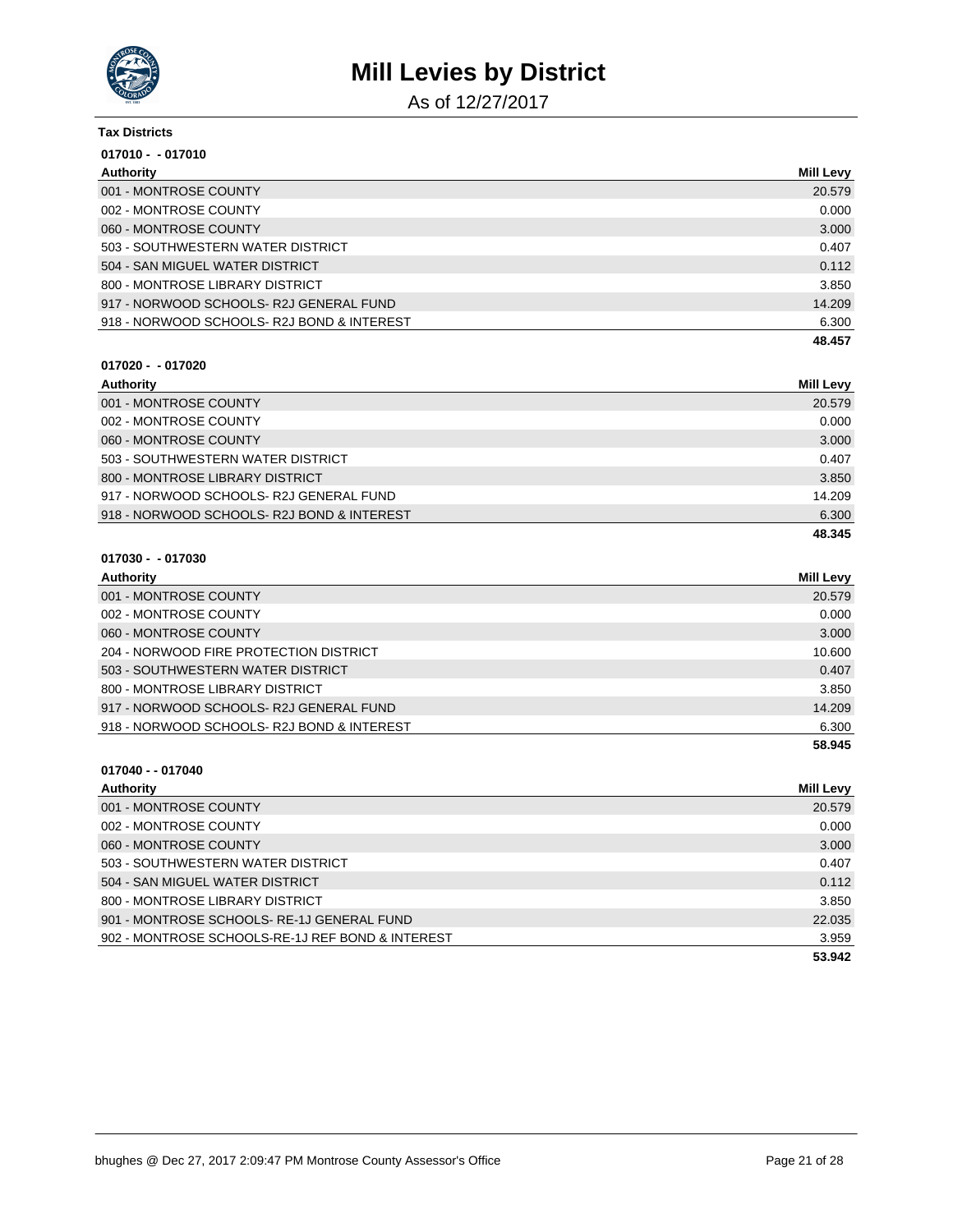# Mill Levies by District

As of 12/27/2017

**Tax Districts**

**017010 - - 017010**

| Authority | Mill Levy |
|---|---|
| 001 - MONTROSE COUNTY | 20.579 |
| 002 - MONTROSE COUNTY | 0.000 |
| 060 - MONTROSE COUNTY | 3.000 |
| 503 - SOUTHWESTERN WATER DISTRICT | 0.407 |
| 504 - SAN MIGUEL WATER DISTRICT | 0.112 |
| 800 - MONTROSE LIBRARY DISTRICT | 3.850 |
| 917 - NORWOOD SCHOOLS- R2J GENERAL FUND | 14.209 |
| 918 - NORWOOD SCHOOLS- R2J BOND & INTEREST | 6.300 |
| | **48.457** |

**017020 - - 017020**

| Authority | Mill Levy |
|---|---|
| 001 - MONTROSE COUNTY | 20.579 |
| 002 - MONTROSE COUNTY | 0.000 |
| 060 - MONTROSE COUNTY | 3.000 |
| 503 - SOUTHWESTERN WATER DISTRICT | 0.407 |
| 800 - MONTROSE LIBRARY DISTRICT | 3.850 |
| 917 - NORWOOD SCHOOLS- R2J GENERAL FUND | 14.209 |
| 918 - NORWOOD SCHOOLS- R2J BOND & INTEREST | 6.300 |
| | **48.345** |

**017030 - - 017030**

| Authority | Mill Levy |
|---|---|
| 001 - MONTROSE COUNTY | 20.579 |
| 002 - MONTROSE COUNTY | 0.000 |
| 060 - MONTROSE COUNTY | 3.000 |
| 204 - NORWOOD FIRE PROTECTION DISTRICT | 10.600 |
| 503 - SOUTHWESTERN WATER DISTRICT | 0.407 |
| 800 - MONTROSE LIBRARY DISTRICT | 3.850 |
| 917 - NORWOOD SCHOOLS- R2J GENERAL FUND | 14.209 |
| 918 - NORWOOD SCHOOLS- R2J BOND & INTEREST | 6.300 |
| | **58.945** |

**017040 - - 017040**

| Authority | Mill Levy |
|---|---|
| 001 - MONTROSE COUNTY | 20.579 |
| 002 - MONTROSE COUNTY | 0.000 |
| 060 - MONTROSE COUNTY | 3.000 |
| 503 - SOUTHWESTERN WATER DISTRICT | 0.407 |
| 504 - SAN MIGUEL WATER DISTRICT | 0.112 |
| 800 - MONTROSE LIBRARY DISTRICT | 3.850 |
| 901 - MONTROSE SCHOOLS- RE-1J GENERAL FUND | 22.035 |
| 902 - MONTROSE SCHOOLS-RE-1J REF BOND & INTEREST | 3.959 |
| | **53.942** |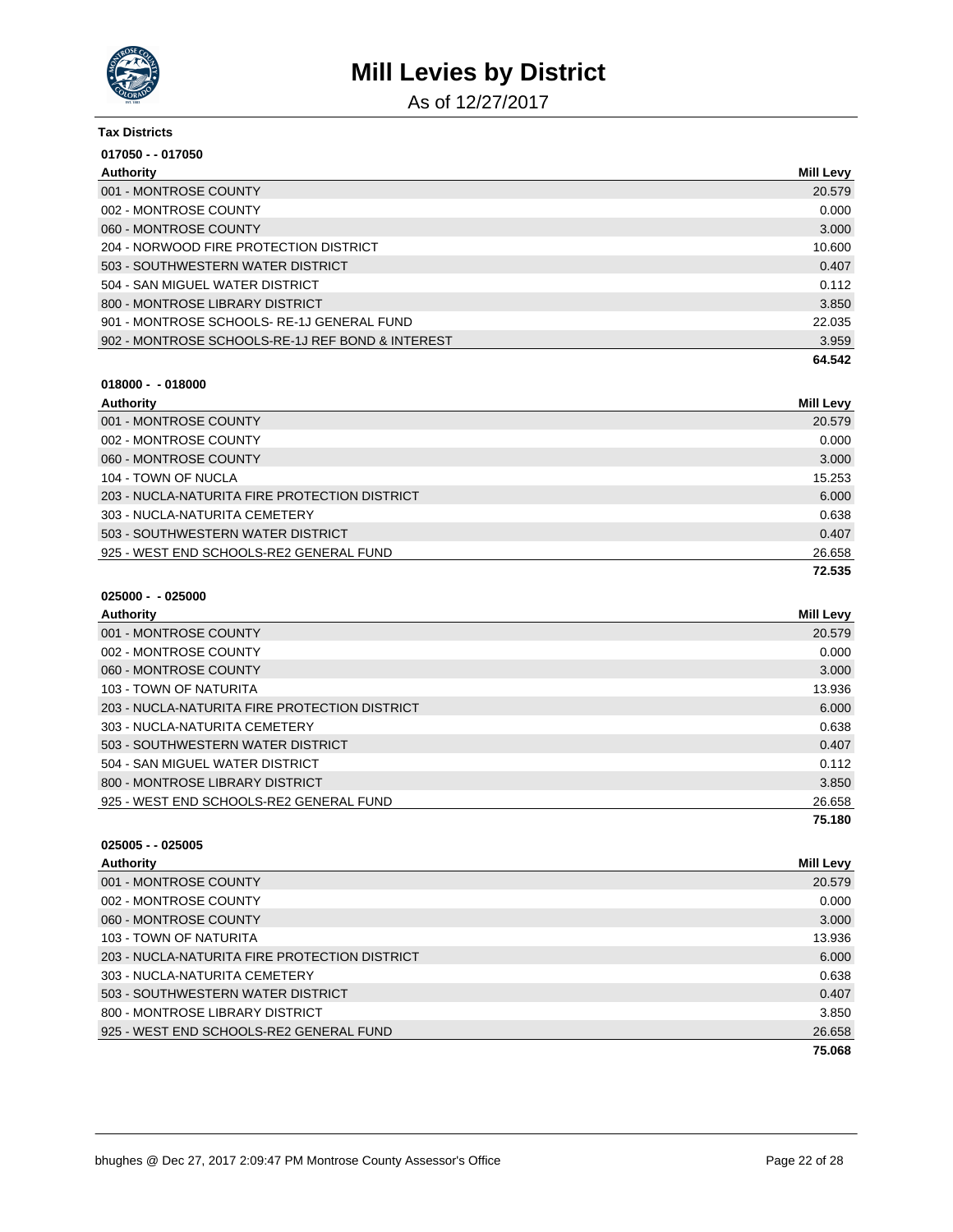# Mill Levies by District

As of 12/27/2017

**Tax Districts**

**017050 - - 017050**

| Authority | Mill Levy |
|---|---|
| 001 - MONTROSE COUNTY | 20.579 |
| 002 - MONTROSE COUNTY | 0.000 |
| 060 - MONTROSE COUNTY | 3.000 |
| 204 - NORWOOD FIRE PROTECTION DISTRICT | 10.600 |
| 503 - SOUTHWESTERN WATER DISTRICT | 0.407 |
| 504 - SAN MIGUEL WATER DISTRICT | 0.112 |
| 800 - MONTROSE LIBRARY DISTRICT | 3.850 |
| 901 - MONTROSE SCHOOLS- RE-1J GENERAL FUND | 22.035 |
| 902 - MONTROSE SCHOOLS-RE-1J REF BOND & INTEREST | 3.959 |
| | **64.542** |

**018000 - - 018000**

| Authority | Mill Levy |
|---|---|
| 001 - MONTROSE COUNTY | 20.579 |
| 002 - MONTROSE COUNTY | 0.000 |
| 060 - MONTROSE COUNTY | 3.000 |
| 104 - TOWN OF NUCLA | 15.253 |
| 203 - NUCLA-NATURITA FIRE PROTECTION DISTRICT | 6.000 |
| 303 - NUCLA-NATURITA CEMETERY | 0.638 |
| 503 - SOUTHWESTERN WATER DISTRICT | 0.407 |
| 925 - WEST END SCHOOLS-RE2 GENERAL FUND | 26.658 |
| | **72.535** |

**025000 - - 025000**

| Authority | Mill Levy |
|---|---|
| 001 - MONTROSE COUNTY | 20.579 |
| 002 - MONTROSE COUNTY | 0.000 |
| 060 - MONTROSE COUNTY | 3.000 |
| 103 - TOWN OF NATURITA | 13.936 |
| 203 - NUCLA-NATURITA FIRE PROTECTION DISTRICT | 6.000 |
| 303 - NUCLA-NATURITA CEMETERY | 0.638 |
| 503 - SOUTHWESTERN WATER DISTRICT | 0.407 |
| 504 - SAN MIGUEL WATER DISTRICT | 0.112 |
| 800 - MONTROSE LIBRARY DISTRICT | 3.850 |
| 925 - WEST END SCHOOLS-RE2 GENERAL FUND | 26.658 |
| | **75.180** |

**025005 - - 025005**

| Authority | Mill Levy |
|---|---|
| 001 - MONTROSE COUNTY | 20.579 |
| 002 - MONTROSE COUNTY | 0.000 |
| 060 - MONTROSE COUNTY | 3.000 |
| 103 - TOWN OF NATURITA | 13.936 |
| 203 - NUCLA-NATURITA FIRE PROTECTION DISTRICT | 6.000 |
| 303 - NUCLA-NATURITA CEMETERY | 0.638 |
| 503 - SOUTHWESTERN WATER DISTRICT | 0.407 |
| 800 - MONTROSE LIBRARY DISTRICT | 3.850 |
| 925 - WEST END SCHOOLS-RE2 GENERAL FUND | 26.658 |
| | **75.068** |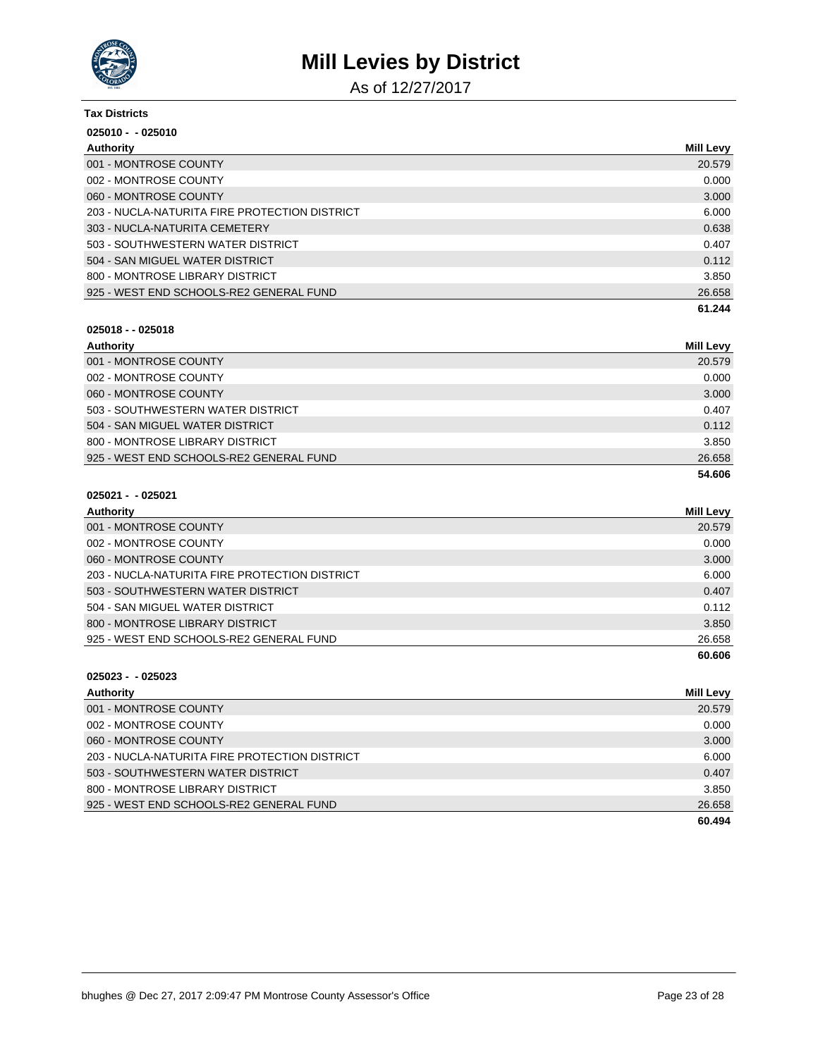# Mill Levies by District

As of 12/27/2017

**Tax Districts**

**025010 - - 025010**

| Authority | Mill Levy |
|---|---|
| 001 - MONTROSE COUNTY | 20.579 |
| 002 - MONTROSE COUNTY | 0.000 |
| 060 - MONTROSE COUNTY | 3.000 |
| 203 - NUCLA-NATURITA FIRE PROTECTION DISTRICT | 6.000 |
| 303 - NUCLA-NATURITA CEMETERY | 0.638 |
| 503 - SOUTHWESTERN WATER DISTRICT | 0.407 |
| 504 - SAN MIGUEL WATER DISTRICT | 0.112 |
| 800 - MONTROSE LIBRARY DISTRICT | 3.850 |
| 925 - WEST END SCHOOLS-RE2 GENERAL FUND | 26.658 |
| | **61.244** |

**025018 - - 025018**

| Authority | Mill Levy |
|---|---|
| 001 - MONTROSE COUNTY | 20.579 |
| 002 - MONTROSE COUNTY | 0.000 |
| 060 - MONTROSE COUNTY | 3.000 |
| 503 - SOUTHWESTERN WATER DISTRICT | 0.407 |
| 504 - SAN MIGUEL WATER DISTRICT | 0.112 |
| 800 - MONTROSE LIBRARY DISTRICT | 3.850 |
| 925 - WEST END SCHOOLS-RE2 GENERAL FUND | 26.658 |
| | **54.606** |

**025021 - - 025021**

| Authority | Mill Levy |
|---|---|
| 001 - MONTROSE COUNTY | 20.579 |
| 002 - MONTROSE COUNTY | 0.000 |
| 060 - MONTROSE COUNTY | 3.000 |
| 203 - NUCLA-NATURITA FIRE PROTECTION DISTRICT | 6.000 |
| 503 - SOUTHWESTERN WATER DISTRICT | 0.407 |
| 504 - SAN MIGUEL WATER DISTRICT | 0.112 |
| 800 - MONTROSE LIBRARY DISTRICT | 3.850 |
| 925 - WEST END SCHOOLS-RE2 GENERAL FUND | 26.658 |
| | **60.606** |

**025023 - - 025023**

| Authority | Mill Levy |
|---|---|
| 001 - MONTROSE COUNTY | 20.579 |
| 002 - MONTROSE COUNTY | 0.000 |
| 060 - MONTROSE COUNTY | 3.000 |
| 203 - NUCLA-NATURITA FIRE PROTECTION DISTRICT | 6.000 |
| 503 - SOUTHWESTERN WATER DISTRICT | 0.407 |
| 800 - MONTROSE LIBRARY DISTRICT | 3.850 |
| 925 - WEST END SCHOOLS-RE2 GENERAL FUND | 26.658 |
| | **60.494** |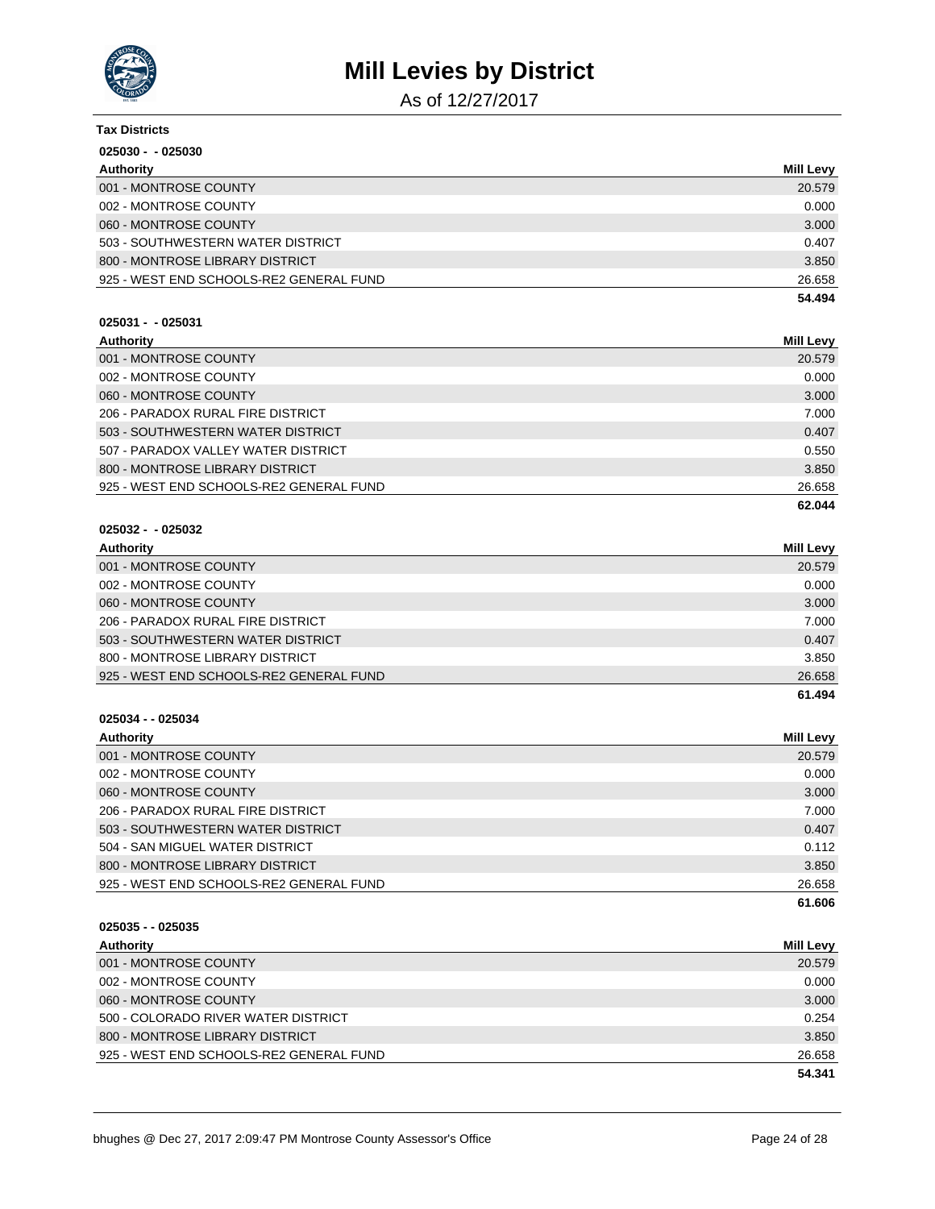# Mill Levies by District

As of 12/27/2017

**Tax Districts**

**025030 - - 025030**

| Authority | Mill Levy |
|---|---|
| 001 - MONTROSE COUNTY | 20.579 |
| 002 - MONTROSE COUNTY | 0.000 |
| 060 - MONTROSE COUNTY | 3.000 |
| 503 - SOUTHWESTERN WATER DISTRICT | 0.407 |
| 800 - MONTROSE LIBRARY DISTRICT | 3.850 |
| 925 - WEST END SCHOOLS-RE2 GENERAL FUND | 26.658 |
| | **54.494** |

**025031 - - 025031**

| Authority | Mill Levy |
|---|---|
| 001 - MONTROSE COUNTY | 20.579 |
| 002 - MONTROSE COUNTY | 0.000 |
| 060 - MONTROSE COUNTY | 3.000 |
| 206 - PARADOX RURAL FIRE DISTRICT | 7.000 |
| 503 - SOUTHWESTERN WATER DISTRICT | 0.407 |
| 507 - PARADOX VALLEY WATER DISTRICT | 0.550 |
| 800 - MONTROSE LIBRARY DISTRICT | 3.850 |
| 925 - WEST END SCHOOLS-RE2 GENERAL FUND | 26.658 |
| | **62.044** |

**025032 - - 025032**

| Authority | Mill Levy |
|---|---|
| 001 - MONTROSE COUNTY | 20.579 |
| 002 - MONTROSE COUNTY | 0.000 |
| 060 - MONTROSE COUNTY | 3.000 |
| 206 - PARADOX RURAL FIRE DISTRICT | 7.000 |
| 503 - SOUTHWESTERN WATER DISTRICT | 0.407 |
| 800 - MONTROSE LIBRARY DISTRICT | 3.850 |
| 925 - WEST END SCHOOLS-RE2 GENERAL FUND | 26.658 |
| | **61.494** |

**025034 - - 025034**

| Authority | Mill Levy |
|---|---|
| 001 - MONTROSE COUNTY | 20.579 |
| 002 - MONTROSE COUNTY | 0.000 |
| 060 - MONTROSE COUNTY | 3.000 |
| 206 - PARADOX RURAL FIRE DISTRICT | 7.000 |
| 503 - SOUTHWESTERN WATER DISTRICT | 0.407 |
| 504 - SAN MIGUEL WATER DISTRICT | 0.112 |
| 800 - MONTROSE LIBRARY DISTRICT | 3.850 |
| 925 - WEST END SCHOOLS-RE2 GENERAL FUND | 26.658 |
| | **61.606** |

**025035 - - 025035**

| Authority | Mill Levy |
|---|---|
| 001 - MONTROSE COUNTY | 20.579 |
| 002 - MONTROSE COUNTY | 0.000 |
| 060 - MONTROSE COUNTY | 3.000 |
| 500 - COLORADO RIVER WATER DISTRICT | 0.254 |
| 800 - MONTROSE LIBRARY DISTRICT | 3.850 |
| 925 - WEST END SCHOOLS-RE2 GENERAL FUND | 26.658 |
| | **54.341** |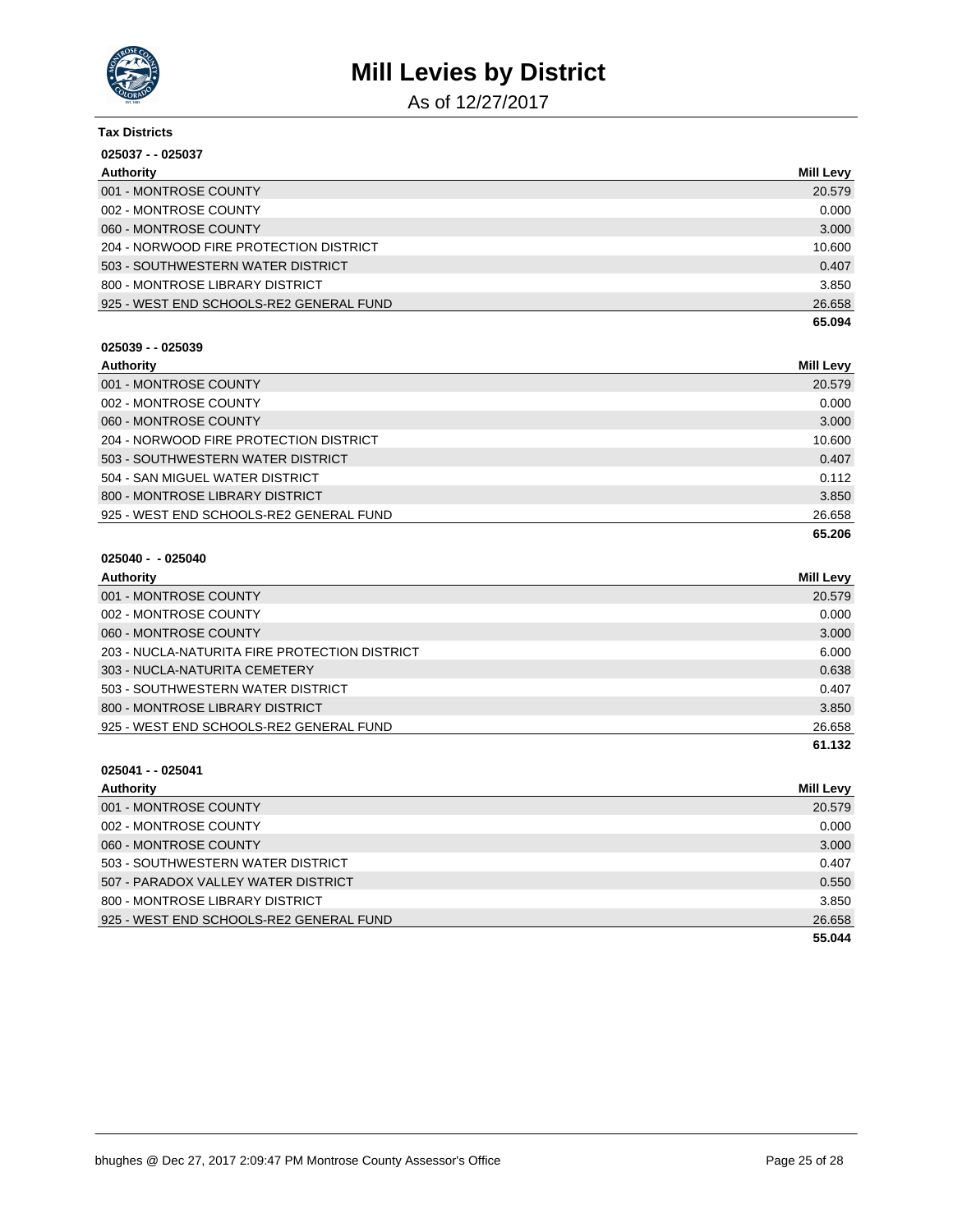# Mill Levies by District

As of 12/27/2017

**Tax Districts**

**025037 - - 025037**

| Authority | Mill Levy |
|---|---|
| 001 - MONTROSE COUNTY | 20.579 |
| 002 - MONTROSE COUNTY | 0.000 |
| 060 - MONTROSE COUNTY | 3.000 |
| 204 - NORWOOD FIRE PROTECTION DISTRICT | 10.600 |
| 503 - SOUTHWESTERN WATER DISTRICT | 0.407 |
| 800 - MONTROSE LIBRARY DISTRICT | 3.850 |
| 925 - WEST END SCHOOLS-RE2 GENERAL FUND | 26.658 |
| | **65.094** |

**025039 - - 025039**

| Authority | Mill Levy |
|---|---|
| 001 - MONTROSE COUNTY | 20.579 |
| 002 - MONTROSE COUNTY | 0.000 |
| 060 - MONTROSE COUNTY | 3.000 |
| 204 - NORWOOD FIRE PROTECTION DISTRICT | 10.600 |
| 503 - SOUTHWESTERN WATER DISTRICT | 0.407 |
| 504 - SAN MIGUEL WATER DISTRICT | 0.112 |
| 800 - MONTROSE LIBRARY DISTRICT | 3.850 |
| 925 - WEST END SCHOOLS-RE2 GENERAL FUND | 26.658 |
| | **65.206** |

**025040 - - 025040**

| Authority | Mill Levy |
|---|---|
| 001 - MONTROSE COUNTY | 20.579 |
| 002 - MONTROSE COUNTY | 0.000 |
| 060 - MONTROSE COUNTY | 3.000 |
| 203 - NUCLA-NATURITA FIRE PROTECTION DISTRICT | 6.000 |
| 303 - NUCLA-NATURITA CEMETERY | 0.638 |
| 503 - SOUTHWESTERN WATER DISTRICT | 0.407 |
| 800 - MONTROSE LIBRARY DISTRICT | 3.850 |
| 925 - WEST END SCHOOLS-RE2 GENERAL FUND | 26.658 |
| | **61.132** |

**025041 - - 025041**

| Authority | Mill Levy |
|---|---|
| 001 - MONTROSE COUNTY | 20.579 |
| 002 - MONTROSE COUNTY | 0.000 |
| 060 - MONTROSE COUNTY | 3.000 |
| 503 - SOUTHWESTERN WATER DISTRICT | 0.407 |
| 507 - PARADOX VALLEY WATER DISTRICT | 0.550 |
| 800 - MONTROSE LIBRARY DISTRICT | 3.850 |
| 925 - WEST END SCHOOLS-RE2 GENERAL FUND | 26.658 |
| | **55.044** |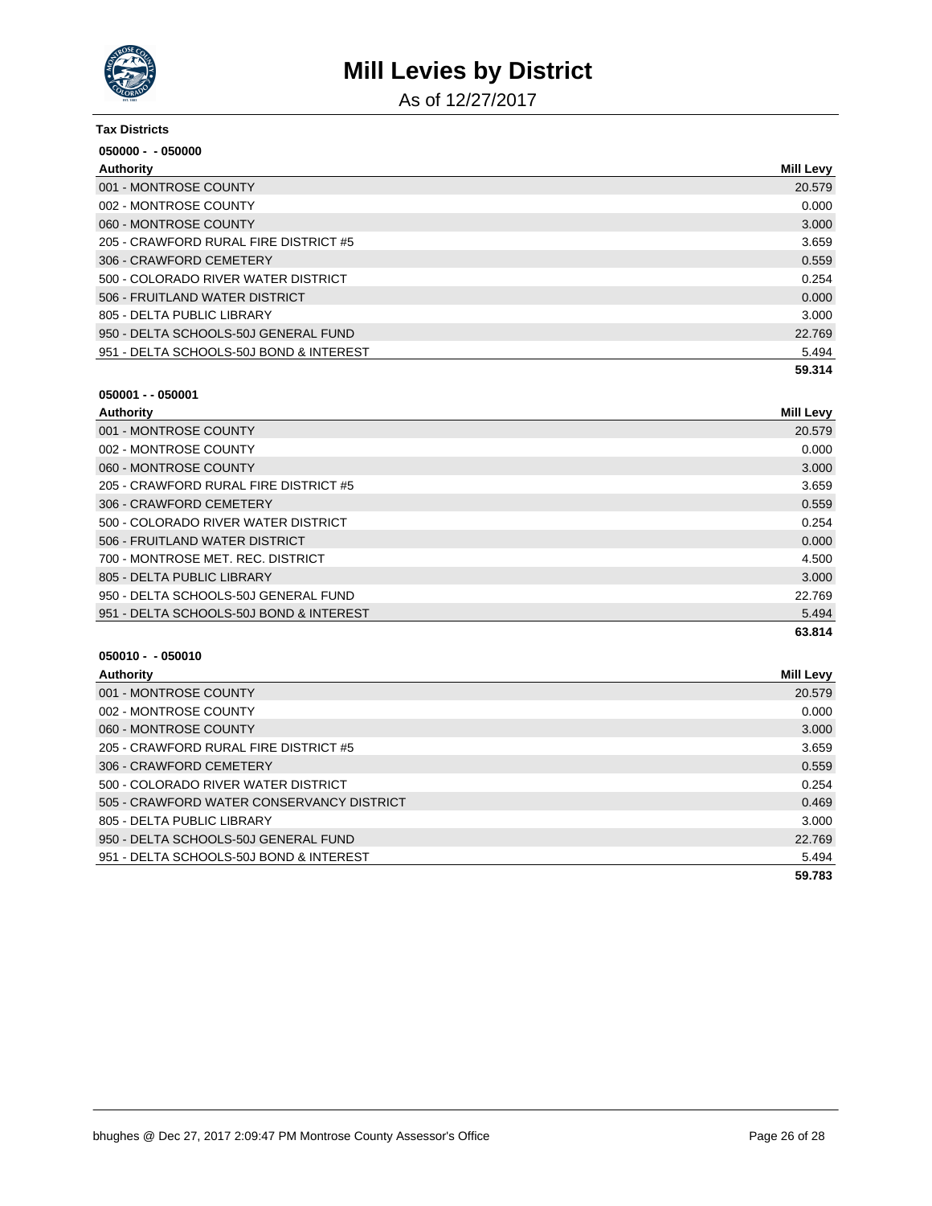# Mill Levies by District

As of 12/27/2017

**Tax Districts**

**050000 - - 050000**

| Authority | Mill Levy |
|---|---|
| 001 - MONTROSE COUNTY | 20.579 |
| 002 - MONTROSE COUNTY | 0.000 |
| 060 - MONTROSE COUNTY | 3.000 |
| 205 - CRAWFORD RURAL FIRE DISTRICT #5 | 3.659 |
| 306 - CRAWFORD CEMETERY | 0.559 |
| 500 - COLORADO RIVER WATER DISTRICT | 0.254 |
| 506 - FRUITLAND WATER DISTRICT | 0.000 |
| 805 - DELTA PUBLIC LIBRARY | 3.000 |
| 950 - DELTA SCHOOLS-50J GENERAL FUND | 22.769 |
| 951 - DELTA SCHOOLS-50J BOND & INTEREST | 5.494 |
| | **59.314** |

**050001 - - 050001**

| Authority | Mill Levy |
|---|---|
| 001 - MONTROSE COUNTY | 20.579 |
| 002 - MONTROSE COUNTY | 0.000 |
| 060 - MONTROSE COUNTY | 3.000 |
| 205 - CRAWFORD RURAL FIRE DISTRICT #5 | 3.659 |
| 306 - CRAWFORD CEMETERY | 0.559 |
| 500 - COLORADO RIVER WATER DISTRICT | 0.254 |
| 506 - FRUITLAND WATER DISTRICT | 0.000 |
| 700 - MONTROSE MET. REC. DISTRICT | 4.500 |
| 805 - DELTA PUBLIC LIBRARY | 3.000 |
| 950 - DELTA SCHOOLS-50J GENERAL FUND | 22.769 |
| 951 - DELTA SCHOOLS-50J BOND & INTEREST | 5.494 |
| | **63.814** |

**050010 - - 050010**

| Authority | Mill Levy |
|---|---|
| 001 - MONTROSE COUNTY | 20.579 |
| 002 - MONTROSE COUNTY | 0.000 |
| 060 - MONTROSE COUNTY | 3.000 |
| 205 - CRAWFORD RURAL FIRE DISTRICT #5 | 3.659 |
| 306 - CRAWFORD CEMETERY | 0.559 |
| 500 - COLORADO RIVER WATER DISTRICT | 0.254 |
| 505 - CRAWFORD WATER CONSERVANCY DISTRICT | 0.469 |
| 805 - DELTA PUBLIC LIBRARY | 3.000 |
| 950 - DELTA SCHOOLS-50J GENERAL FUND | 22.769 |
| 951 - DELTA SCHOOLS-50J BOND & INTEREST | 5.494 |
| | **59.783** |

bhughes @ Dec 27, 2017 2:09:47 PM Montrose County Assessor's Office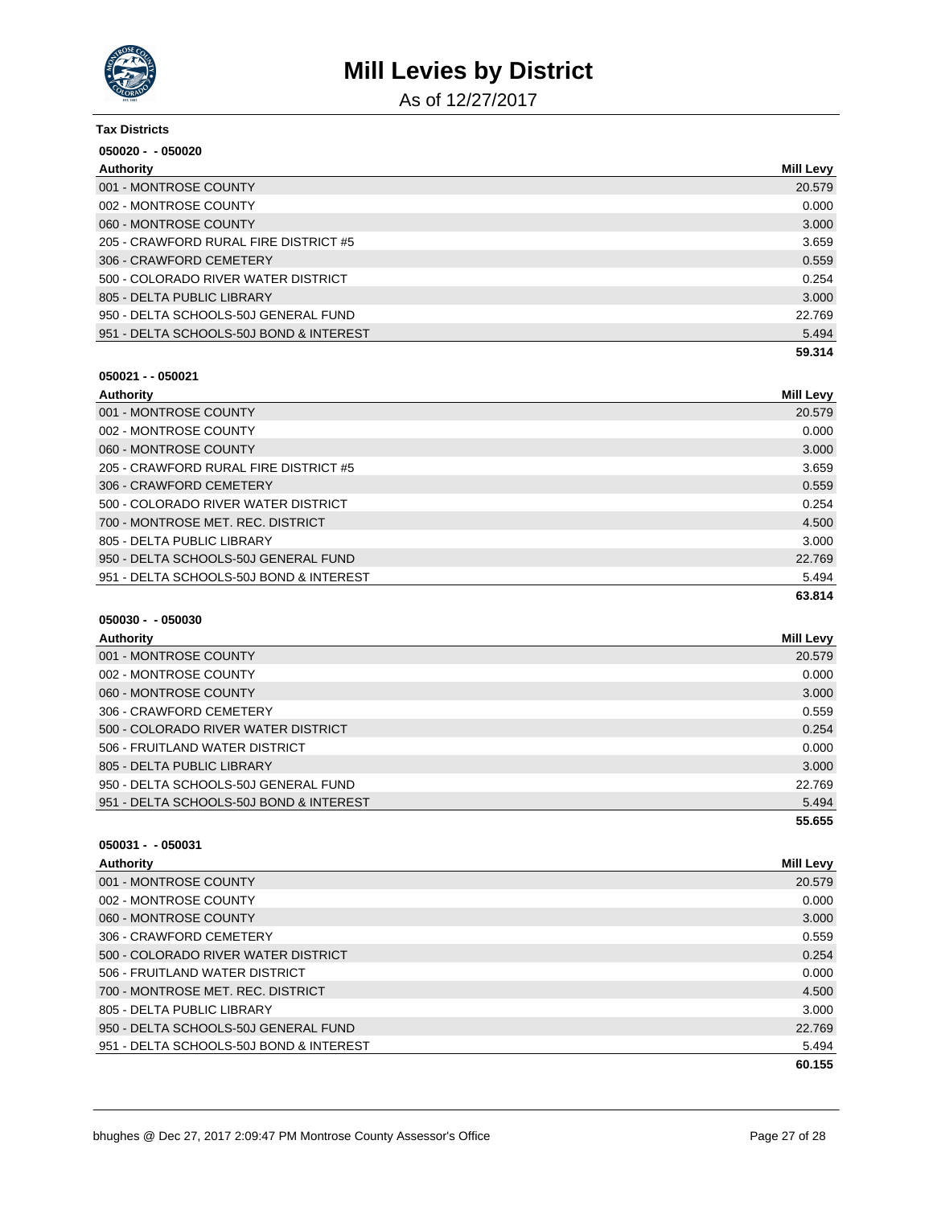# Mill Levies by District

As of 12/27/2017

**Tax Districts**

**050020 - - 050020**

| Authority | Mill Levy |
|---|---|
| 001 - MONTROSE COUNTY | 20.579 |
| 002 - MONTROSE COUNTY | 0.000 |
| 060 - MONTROSE COUNTY | 3.000 |
| 205 - CRAWFORD RURAL FIRE DISTRICT #5 | 3.659 |
| 306 - CRAWFORD CEMETERY | 0.559 |
| 500 - COLORADO RIVER WATER DISTRICT | 0.254 |
| 805 - DELTA PUBLIC LIBRARY | 3.000 |
| 950 - DELTA SCHOOLS-50J GENERAL FUND | 22.769 |
| 951 - DELTA SCHOOLS-50J BOND & INTEREST | 5.494 |
| | **59.314** |

**050021 - - 050021**

| Authority | Mill Levy |
|---|---|
| 001 - MONTROSE COUNTY | 20.579 |
| 002 - MONTROSE COUNTY | 0.000 |
| 060 - MONTROSE COUNTY | 3.000 |
| 205 - CRAWFORD RURAL FIRE DISTRICT #5 | 3.659 |
| 306 - CRAWFORD CEMETERY | 0.559 |
| 500 - COLORADO RIVER WATER DISTRICT | 0.254 |
| 700 - MONTROSE MET. REC. DISTRICT | 4.500 |
| 805 - DELTA PUBLIC LIBRARY | 3.000 |
| 950 - DELTA SCHOOLS-50J GENERAL FUND | 22.769 |
| 951 - DELTA SCHOOLS-50J BOND & INTEREST | 5.494 |
| | **63.814** |

**050030 - - 050030**

| Authority | Mill Levy |
|---|---|
| 001 - MONTROSE COUNTY | 20.579 |
| 002 - MONTROSE COUNTY | 0.000 |
| 060 - MONTROSE COUNTY | 3.000 |
| 306 - CRAWFORD CEMETERY | 0.559 |
| 500 - COLORADO RIVER WATER DISTRICT | 0.254 |
| 506 - FRUITLAND WATER DISTRICT | 0.000 |
| 805 - DELTA PUBLIC LIBRARY | 3.000 |
| 950 - DELTA SCHOOLS-50J GENERAL FUND | 22.769 |
| 951 - DELTA SCHOOLS-50J BOND & INTEREST | 5.494 |
| | **55.655** |

**050031 - - 050031**

| Authority | Mill Levy |
|---|---|
| 001 - MONTROSE COUNTY | 20.579 |
| 002 - MONTROSE COUNTY | 0.000 |
| 060 - MONTROSE COUNTY | 3.000 |
| 306 - CRAWFORD CEMETERY | 0.559 |
| 500 - COLORADO RIVER WATER DISTRICT | 0.254 |
| 506 - FRUITLAND WATER DISTRICT | 0.000 |
| 700 - MONTROSE MET. REC. DISTRICT | 4.500 |
| 805 - DELTA PUBLIC LIBRARY | 3.000 |
| 950 - DELTA SCHOOLS-50J GENERAL FUND | 22.769 |
| 951 - DELTA SCHOOLS-50J BOND & INTEREST | 5.494 |
| | **60.155** |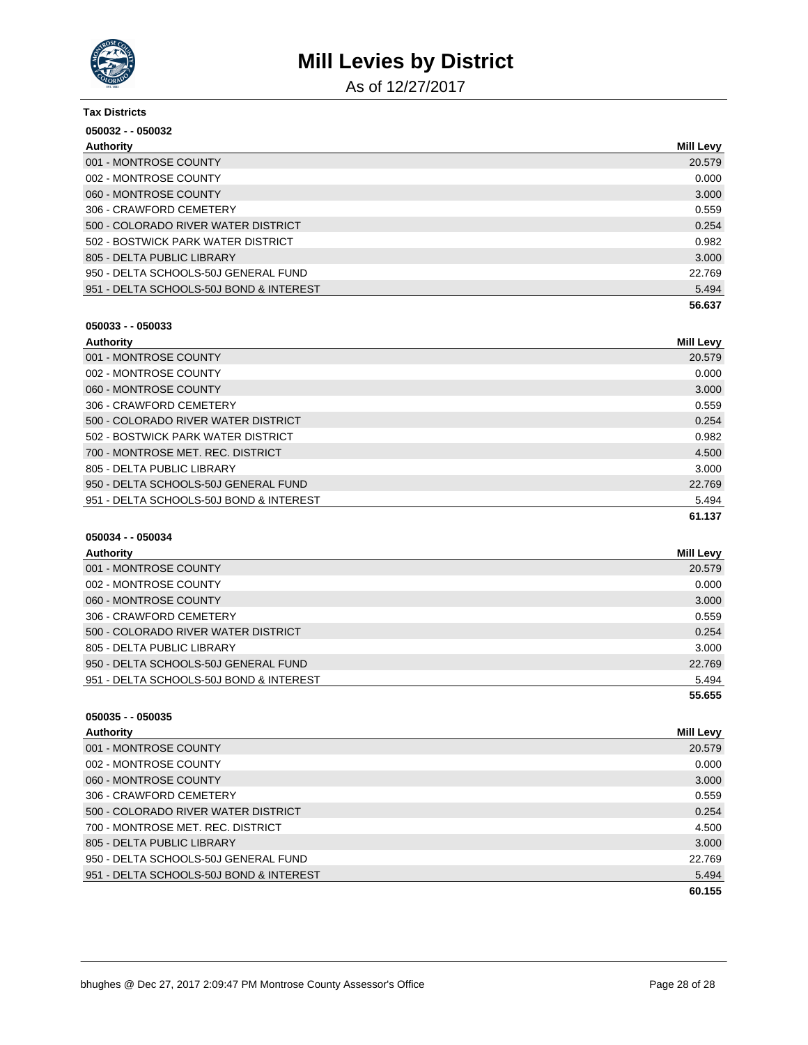# Mill Levies by District

As of 12/27/2017

**Tax Districts**

**050032 - - 050032**

| Authority | Mill Levy |
|---|---|
| 001 - MONTROSE COUNTY | 20.579 |
| 002 - MONTROSE COUNTY | 0.000 |
| 060 - MONTROSE COUNTY | 3.000 |
| 306 - CRAWFORD CEMETERY | 0.559 |
| 500 - COLORADO RIVER WATER DISTRICT | 0.254 |
| 502 - BOSTWICK PARK WATER DISTRICT | 0.982 |
| 805 - DELTA PUBLIC LIBRARY | 3.000 |
| 950 - DELTA SCHOOLS-50J GENERAL FUND | 22.769 |
| 951 - DELTA SCHOOLS-50J BOND & INTEREST | 5.494 |
| | **56.637** |

**050033 - - 050033**

| Authority | Mill Levy |
|---|---|
| 001 - MONTROSE COUNTY | 20.579 |
| 002 - MONTROSE COUNTY | 0.000 |
| 060 - MONTROSE COUNTY | 3.000 |
| 306 - CRAWFORD CEMETERY | 0.559 |
| 500 - COLORADO RIVER WATER DISTRICT | 0.254 |
| 502 - BOSTWICK PARK WATER DISTRICT | 0.982 |
| 700 - MONTROSE MET. REC. DISTRICT | 4.500 |
| 805 - DELTA PUBLIC LIBRARY | 3.000 |
| 950 - DELTA SCHOOLS-50J GENERAL FUND | 22.769 |
| 951 - DELTA SCHOOLS-50J BOND & INTEREST | 5.494 |
| | **61.137** |

**050034 - - 050034**

| Authority | Mill Levy |
|---|---|
| 001 - MONTROSE COUNTY | 20.579 |
| 002 - MONTROSE COUNTY | 0.000 |
| 060 - MONTROSE COUNTY | 3.000 |
| 306 - CRAWFORD CEMETERY | 0.559 |
| 500 - COLORADO RIVER WATER DISTRICT | 0.254 |
| 805 - DELTA PUBLIC LIBRARY | 3.000 |
| 950 - DELTA SCHOOLS-50J GENERAL FUND | 22.769 |
| 951 - DELTA SCHOOLS-50J BOND & INTEREST | 5.494 |
| | **55.655** |

**050035 - - 050035**

| Authority | Mill Levy |
|---|---|
| 001 - MONTROSE COUNTY | 20.579 |
| 002 - MONTROSE COUNTY | 0.000 |
| 060 - MONTROSE COUNTY | 3.000 |
| 306 - CRAWFORD CEMETERY | 0.559 |
| 500 - COLORADO RIVER WATER DISTRICT | 0.254 |
| 700 - MONTROSE MET. REC. DISTRICT | 4.500 |
| 805 - DELTA PUBLIC LIBRARY | 3.000 |
| 950 - DELTA SCHOOLS-50J GENERAL FUND | 22.769 |
| 951 - DELTA SCHOOLS-50J BOND & INTEREST | 5.494 |
| | **60.155** |

bhughes @ Dec 27, 2017 2:09:47 PM Montrose County Assessor's Office